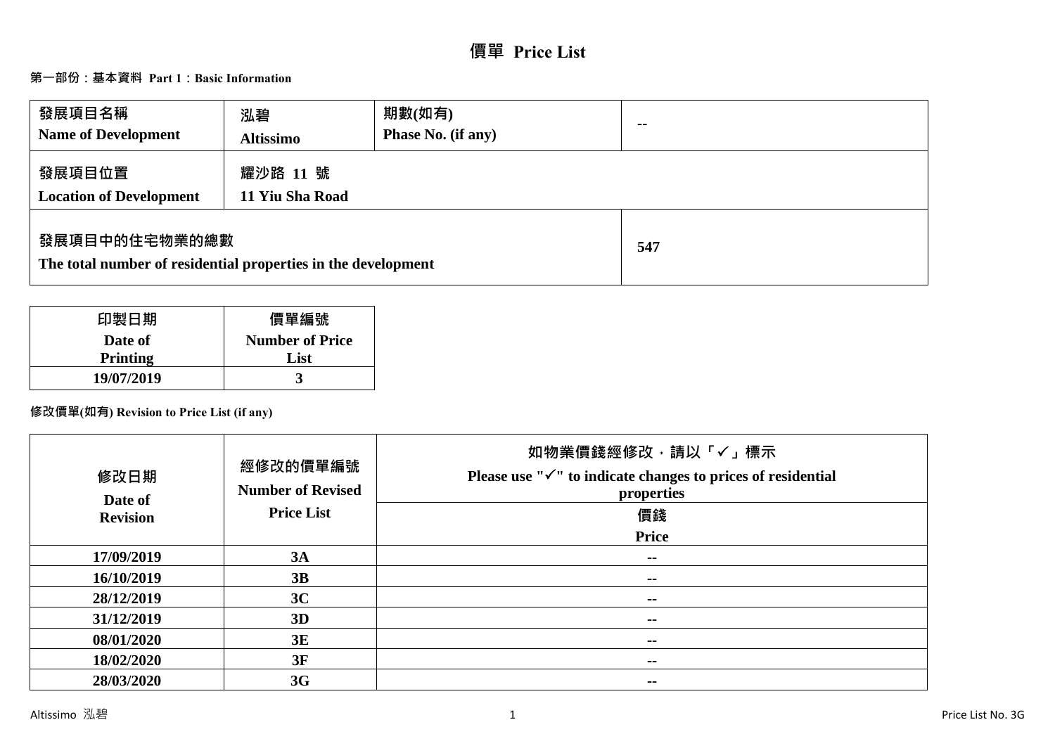# 價單 Price List

## 第一部份：基本資料 Part 1：Basic Information

| 發展項目名稱<br>Name of Development | 泓碧<br>Altissimo | 期數(如有)<br>Phase No. (if any) | -- |
|---|---|---|---|
| 發展項目位置<br>Location of Development | 耀沙路 11 號<br>11 Yiu Sha Road | | |
| 發展項目中的住宅物業的總數<br>The total number of residential properties in the development | | | 547 |

| 印製日期<br>Date of Printing | 價單編號<br>Number of Price List |
|---|---|
| 19/07/2019 | 3 |

### 修改價單(如有) Revision to Price List (if any)

| 修改日期<br>Date of Revision | 經修改的價單編號<br>Number of Revised Price List | 如物業價錢經修改，請以「✓」標示<br>Please use "✓" to indicate changes to prices of residential properties<br>價錢<br>Price |
|---|---|---|
| 17/09/2019 | 3A | -- |
| 16/10/2019 | 3B | -- |
| 28/12/2019 | 3C | -- |
| 31/12/2019 | 3D | -- |
| 08/01/2020 | 3E | -- |
| 18/02/2020 | 3F | -- |
| 28/03/2020 | 3G | -- |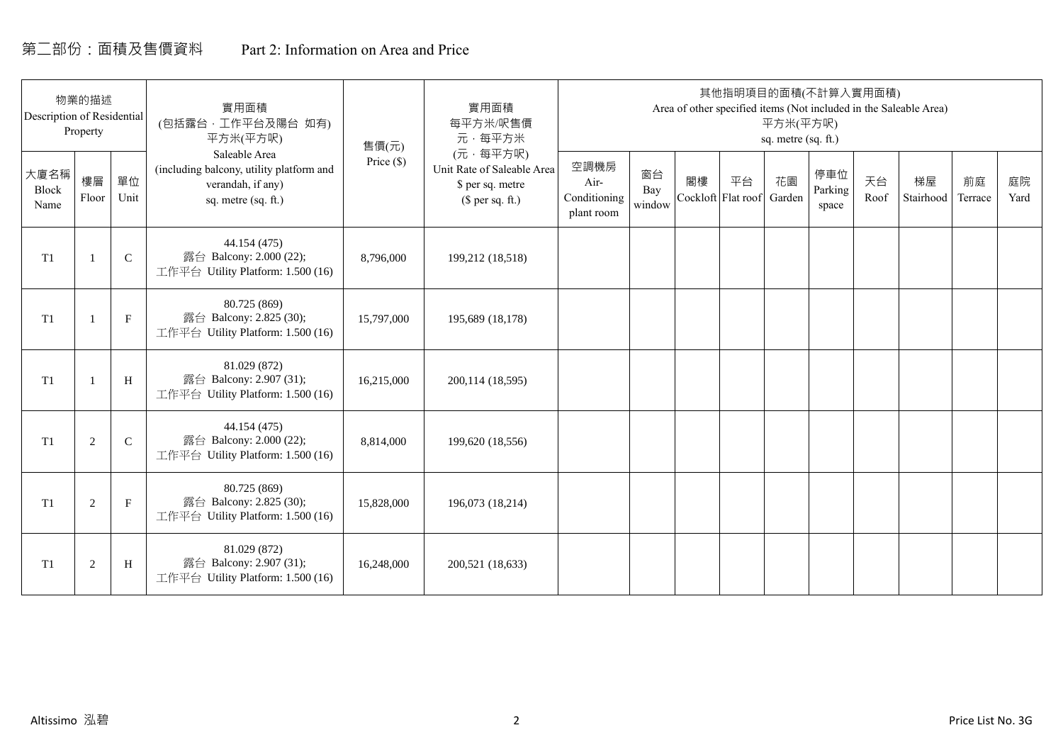# 第二部份：面積及售價資料 Part 2: Information on Area and Price

| 物業的描述 Description of Residential Property | | | 實用面積 (包括露台，工作平台及陽台 如有) 平方米(平方呎) Saleable Area (including balcony, utility platform and verandah, if any) sq. metre (sq. ft.) | 售價(元) Price ($) | 實用面積 每平方米/呎售價 元，每平方米 (元，每平方呎) Unit Rate of Saleable Area $ per sq. metre ($ per sq. ft.) | 其他指明項目的面積(不計算入實用面積) Area of other specified items (Not included in the Saleable Area) 平方米(平方呎) sq. metre (sq. ft.) | | | | | | | | | |
|---|---|---|---|---|---|---|---|---|---|---|---|---|---|---|---|
| 大廈名稱 Block Name | 樓層 Floor | 單位 Unit | | | | 空調機房 Air-Conditioning plant room | 窗台 Bay window | 閣樓 Cockloft | 平台 Flat roof | 花園 Garden | 停車位 Parking space | 天台 Roof | 梯屋 Stairhood | 前庭 Terrace | 庭院 Yard |
| T1 | 1 | C | 44.154 (475) 露台 Balcony: 2.000 (22); 工作平台 Utility Platform: 1.500 (16) | 8,796,000 | 199,212 (18,518) | | | | | | | | | | |
| T1 | 1 | F | 80.725 (869) 露台 Balcony: 2.825 (30); 工作平台 Utility Platform: 1.500 (16) | 15,797,000 | 195,689 (18,178) | | | | | | | | | | |
| T1 | 1 | H | 81.029 (872) 露台 Balcony: 2.907 (31); 工作平台 Utility Platform: 1.500 (16) | 16,215,000 | 200,114 (18,595) | | | | | | | | | | |
| T1 | 2 | C | 44.154 (475) 露台 Balcony: 2.000 (22); 工作平台 Utility Platform: 1.500 (16) | 8,814,000 | 199,620 (18,556) | | | | | | | | | | |
| T1 | 2 | F | 80.725 (869) 露台 Balcony: 2.825 (30); 工作平台 Utility Platform: 1.500 (16) | 15,828,000 | 196,073 (18,214) | | | | | | | | | | |
| T1 | 2 | H | 81.029 (872) 露台 Balcony: 2.907 (31); 工作平台 Utility Platform: 1.500 (16) | 16,248,000 | 200,521 (18,633) | | | | | | | | | | |

Altissimo 泓碧 Price List No. 3G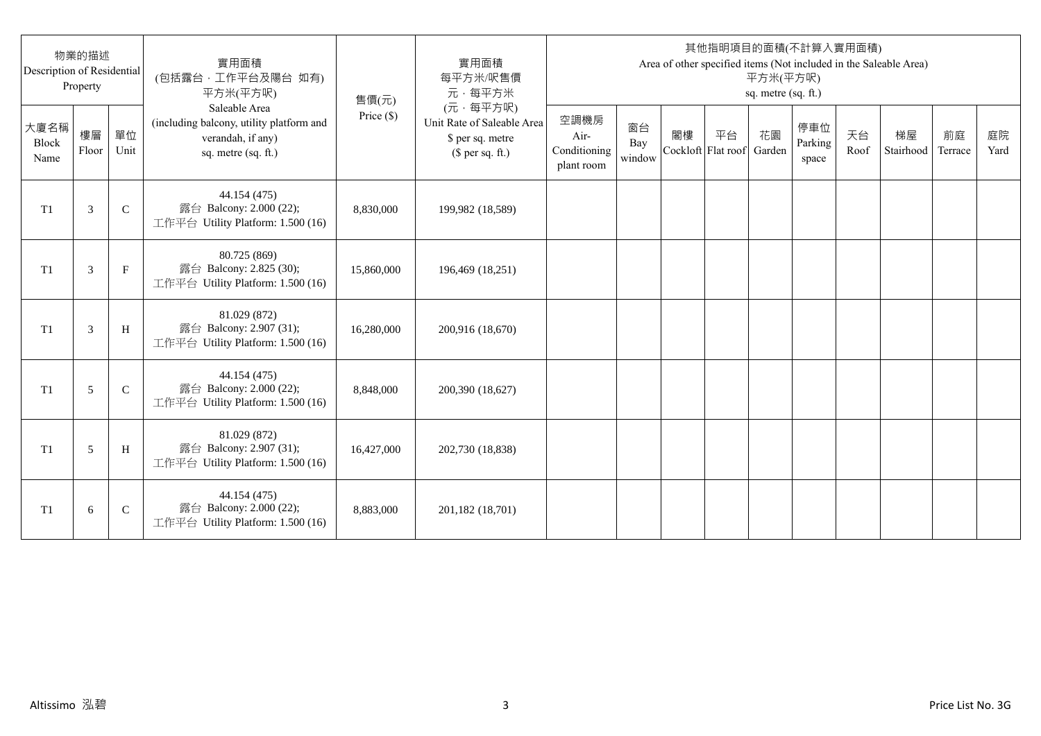| 物業的描述 Description of Residential Property | | | 實用面積 (包括露台，工作平台及陽台 如有) 平方米(平方呎) Saleable Area (including balcony, utility platform and verandah, if any) sq. metre (sq. ft.) | 售價(元) Price ($) | 實用面積 每平方米/呎售價 元，每平方米 (元，每平方呎) Unit Rate of Saleable Area $ per sq. metre ($ per sq. ft.) | 其他指明項目的面積(不計算入實用面積) Area of other specified items (Not included in the Saleable Area) 平方米(平方呎) sq. metre (sq. ft.) | | | | | | | | | |
|---|---|---|---|---|---|---|---|---|---|---|---|---|---|---|---|
| 大廈名稱 Block Name | 樓層 Floor | 單位 Unit | | | | 空調機房 Air-Conditioning plant room | 窗台 Bay window | 閣樓 Cockloft | 平台 Flat roof | 花園 Garden | 停車位 Parking space | 天台 Roof | 梯屋 Stairhood | 前庭 Terrace | 庭院 Yard |
| T1 | 3 | C | 44.154 (475) 露台 Balcony: 2.000 (22); 工作平台 Utility Platform: 1.500 (16) | 8,830,000 | 199,982 (18,589) | | | | | | | | | | |
| T1 | 3 | F | 80.725 (869) 露台 Balcony: 2.825 (30); 工作平台 Utility Platform: 1.500 (16) | 15,860,000 | 196,469 (18,251) | | | | | | | | | | |
| T1 | 3 | H | 81.029 (872) 露台 Balcony: 2.907 (31); 工作平台 Utility Platform: 1.500 (16) | 16,280,000 | 200,916 (18,670) | | | | | | | | | | |
| T1 | 5 | C | 44.154 (475) 露台 Balcony: 2.000 (22); 工作平台 Utility Platform: 1.500 (16) | 8,848,000 | 200,390 (18,627) | | | | | | | | | | |
| T1 | 5 | H | 81.029 (872) 露台 Balcony: 2.907 (31); 工作平台 Utility Platform: 1.500 (16) | 16,427,000 | 202,730 (18,838) | | | | | | | | | | |
| T1 | 6 | C | 44.154 (475) 露台 Balcony: 2.000 (22); 工作平台 Utility Platform: 1.500 (16) | 8,883,000 | 201,182 (18,701) | | | | | | | | | | |

Altissimo 泓碧

Price List No. 3G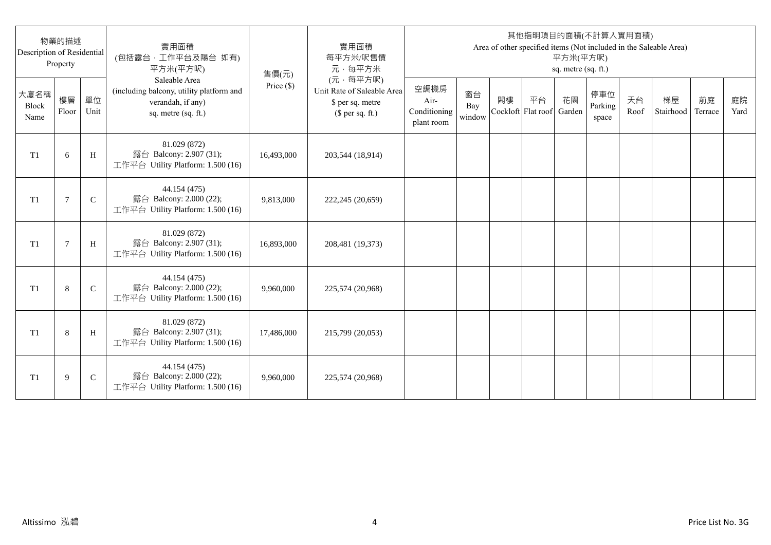| 物業的描述 Description of Residential Property | | | 實用面積 (包括露台．工作平台及陽台 如有) 平方米(平方呎) Saleable Area (including balcony, utility platform and verandah, if any) sq. metre (sq. ft.) | 售價(元) Price ($) | 實用面積 每平方米/呎售價 元．每平方米 (元．每平方呎) Unit Rate of Saleable Area $ per sq. metre ($ per sq. ft.) | 其他指明項目的面積(不計算入實用面積) Area of other specified items (Not included in the Saleable Area) 平方米(平方呎) sq. metre (sq. ft.) | | | | | | | | | |
|---|---|---|---|---|---|---|---|---|---|---|---|---|---|---|---|
| 大廈名稱 Block Name | 樓層 Floor | 單位 Unit | | | | 空調機房 Air-Conditioning plant room | 窗台 Bay window | 閣樓 Cockloft | 平台 Flat roof | 花園 Garden | 停車位 Parking space | 天台 Roof | 梯屋 Stairhood | 前庭 Terrace | 庭院 Yard |
| T1 | 6 | H | 81.029 (872) 露台 Balcony: 2.907 (31); 工作平台 Utility Platform: 1.500 (16) | 16,493,000 | 203,544 (18,914) | | | | | | | | | | |
| T1 | 7 | C | 44.154 (475) 露台 Balcony: 2.000 (22); 工作平台 Utility Platform: 1.500 (16) | 9,813,000 | 222,245 (20,659) | | | | | | | | | | |
| T1 | 7 | H | 81.029 (872) 露台 Balcony: 2.907 (31); 工作平台 Utility Platform: 1.500 (16) | 16,893,000 | 208,481 (19,373) | | | | | | | | | | |
| T1 | 8 | C | 44.154 (475) 露台 Balcony: 2.000 (22); 工作平台 Utility Platform: 1.500 (16) | 9,960,000 | 225,574 (20,968) | | | | | | | | | | |
| T1 | 8 | H | 81.029 (872) 露台 Balcony: 2.907 (31); 工作平台 Utility Platform: 1.500 (16) | 17,486,000 | 215,799 (20,053) | | | | | | | | | | |
| T1 | 9 | C | 44.154 (475) 露台 Balcony: 2.000 (22); 工作平台 Utility Platform: 1.500 (16) | 9,960,000 | 225,574 (20,968) | | | | | | | | | | |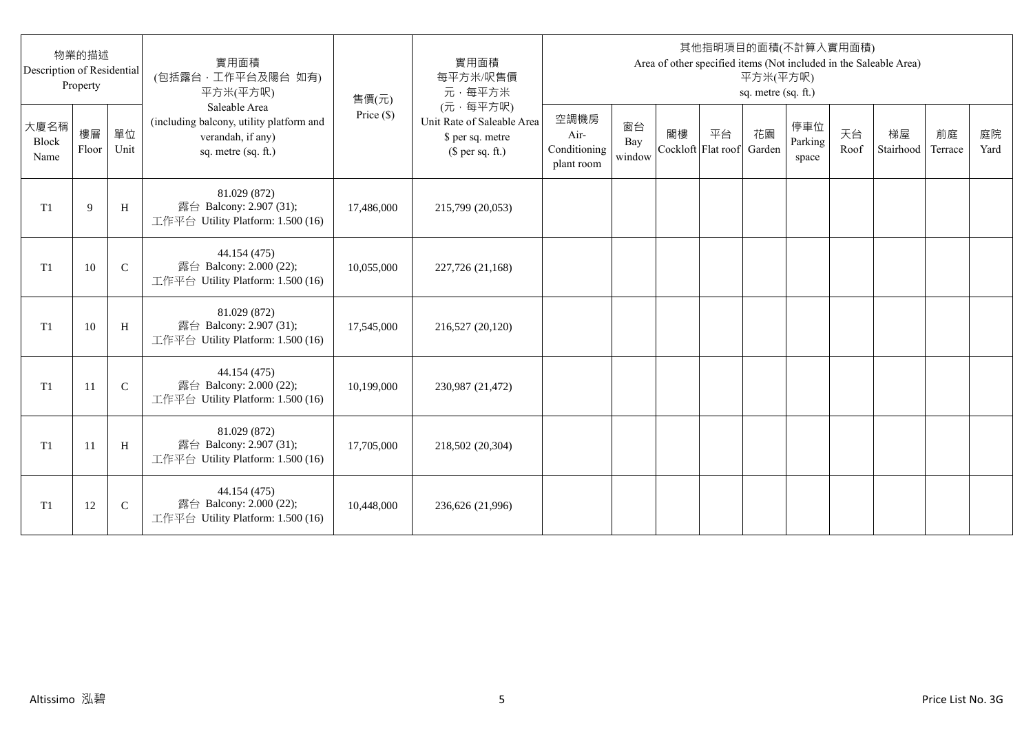| 物業的描述 Description of Residential Property | | | 實用面積 (包括露台，工作平台及陽台 如有) 平方米(平方呎) Saleable Area (including balcony, utility platform and verandah, if any) sq. metre (sq. ft.) | 售價(元) Price ($) | 實用面積 每平方米/呎售價 元，每平方米 (元，每平方呎) Unit Rate of Saleable Area $ per sq. metre ($ per sq. ft.) | 其他指明項目的面積(不計算入實用面積) Area of other specified items (Not included in the Saleable Area) 平方米(平方呎) sq. metre (sq. ft.) | | | | | | | | | |
|---|---|---|---|---|---|---|---|---|---|---|---|---|---|---|---|
| 大廈名稱 Block Name | 樓層 Floor | 單位 Unit | | | | 空調機房 Air-Conditioning plant room | 窗台 Bay window | 閣樓 Cockloft | 平台 Flat roof | 花園 Garden | 停車位 Parking space | 天台 Roof | 梯屋 Stairhood | 前庭 Terrace | 庭院 Yard |
| T1 | 9 | H | 81.029 (872) 露台 Balcony: 2.907 (31); 工作平台 Utility Platform: 1.500 (16) | 17,486,000 | 215,799 (20,053) | | | | | | | | | | |
| T1 | 10 | C | 44.154 (475) 露台 Balcony: 2.000 (22); 工作平台 Utility Platform: 1.500 (16) | 10,055,000 | 227,726 (21,168) | | | | | | | | | | |
| T1 | 10 | H | 81.029 (872) 露台 Balcony: 2.907 (31); 工作平台 Utility Platform: 1.500 (16) | 17,545,000 | 216,527 (20,120) | | | | | | | | | | |
| T1 | 11 | C | 44.154 (475) 露台 Balcony: 2.000 (22); 工作平台 Utility Platform: 1.500 (16) | 10,199,000 | 230,987 (21,472) | | | | | | | | | | |
| T1 | 11 | H | 81.029 (872) 露台 Balcony: 2.907 (31); 工作平台 Utility Platform: 1.500 (16) | 17,705,000 | 218,502 (20,304) | | | | | | | | | | |
| T1 | 12 | C | 44.154 (475) 露台 Balcony: 2.000 (22); 工作平台 Utility Platform: 1.500 (16) | 10,448,000 | 236,626 (21,996) | | | | | | | | | | |

Altissimo 泓碧 Price List No. 3G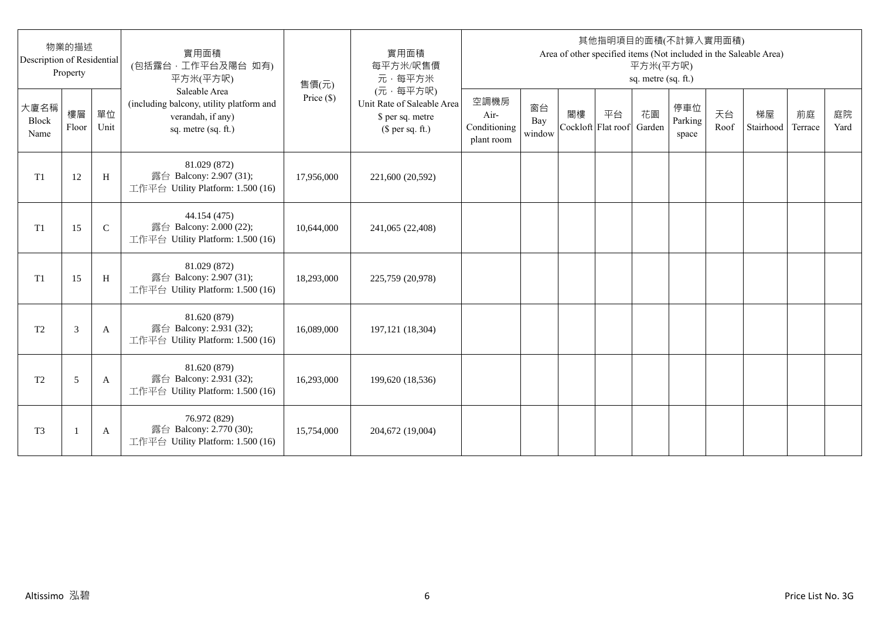| 物業的描述 Description of Residential Property | | | 實用面積 (包括露台．工作平台及陽台 如有) 平方米(平方呎) Saleable Area (including balcony, utility platform and verandah, if any) sq. metre (sq. ft.) | 售價(元) Price ($) | 實用面積 每平方米/呎售價 元．每平方米 (元．每平方呎) Unit Rate of Saleable Area $ per sq. metre ($ per sq. ft.) | 其他指明項目的面積(不計算入實用面積) Area of other specified items (Not included in the Saleable Area) 平方米(平方呎) sq. metre (sq. ft.) | | | | | | | | | |
|---|---|---|---|---|---|---|---|---|---|---|---|---|---|---|---|
| 大廈名稱 Block Name | 樓層 Floor | 單位 Unit | | | | 空調機房 Air-Conditioning plant room | 窗台 Bay window | 閣樓 Cockloft | 平台 Flat roof | 花園 Garden | 停車位 Parking space | 天台 Roof | 梯屋 Stairhood | 前庭 Terrace | 庭院 Yard |
| T1 | 12 | H | 81.029 (872) 露台 Balcony: 2.907 (31); 工作平台 Utility Platform: 1.500 (16) | 17,956,000 | 221,600 (20,592) | | | | | | | | | | |
| T1 | 15 | C | 44.154 (475) 露台 Balcony: 2.000 (22); 工作平台 Utility Platform: 1.500 (16) | 10,644,000 | 241,065 (22,408) | | | | | | | | | | |
| T1 | 15 | H | 81.029 (872) 露台 Balcony: 2.907 (31); 工作平台 Utility Platform: 1.500 (16) | 18,293,000 | 225,759 (20,978) | | | | | | | | | | |
| T2 | 3 | A | 81.620 (879) 露台 Balcony: 2.931 (32); 工作平台 Utility Platform: 1.500 (16) | 16,089,000 | 197,121 (18,304) | | | | | | | | | | |
| T2 | 5 | A | 81.620 (879) 露台 Balcony: 2.931 (32); 工作平台 Utility Platform: 1.500 (16) | 16,293,000 | 199,620 (18,536) | | | | | | | | | | |
| T3 | 1 | A | 76.972 (829) 露台 Balcony: 2.770 (30); 工作平台 Utility Platform: 1.500 (16) | 15,754,000 | 204,672 (19,004) | | | | | | | | | | |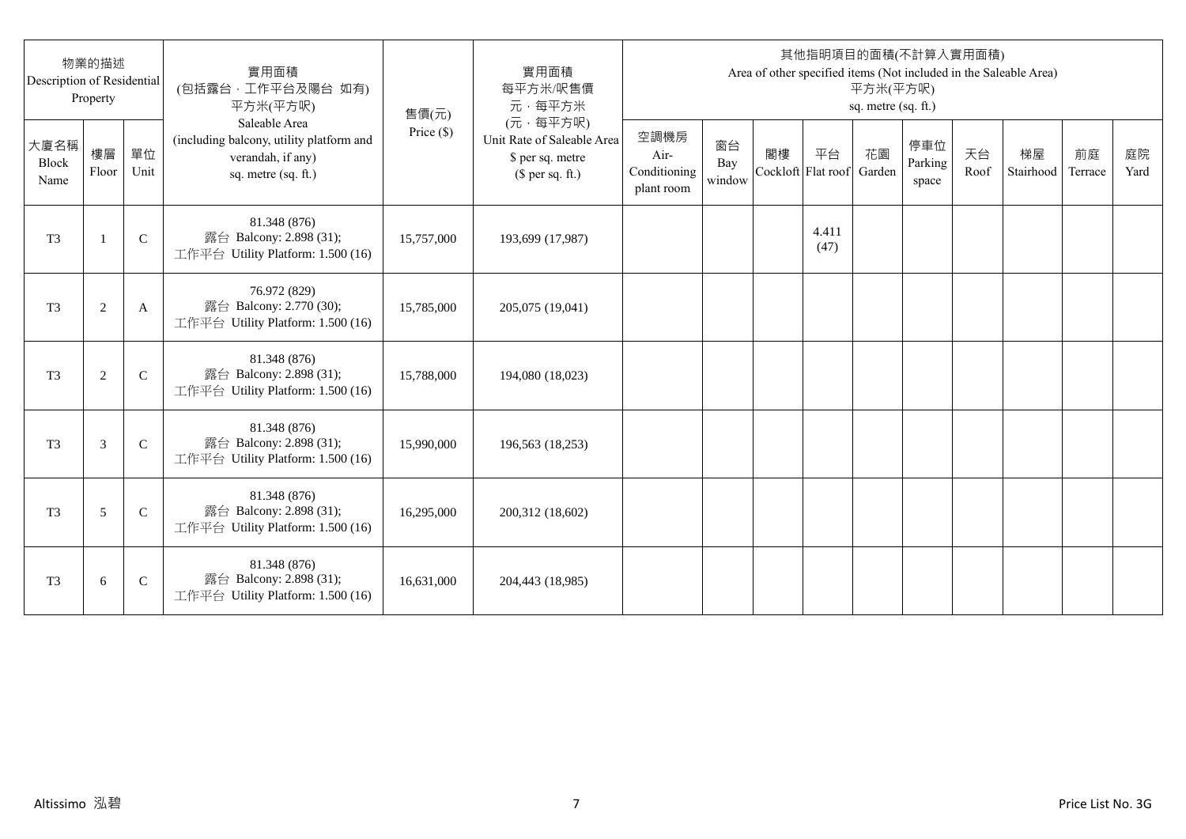| 物業的描述 Description of Residential Property | | | 實用面積 (包括露台．工作平台及陽台 如有) 平方米(平方呎) Saleable Area (including balcony, utility platform and verandah, if any) sq. metre (sq. ft.) | 售價(元) Price ($) | 實用面積 每平方米/呎售價 元．每平方米 (元．每平方呎) Unit Rate of Saleable Area $ per sq. metre ($ per sq. ft.) | 其他指明項目的面積(不計算入實用面積) Area of other specified items (Not included in the Saleable Area) 平方米(平方呎) sq. metre (sq. ft.) | | | | | | | | | |
|---|---|---|---|---|---|---|---|---|---|---|---|---|---|---|---|
| 大廈名稱 Block Name | 樓層 Floor | 單位 Unit | | | | 空調機房 Air-Conditioning plant room | 窗台 Bay window | 閣樓 Cockloft | 平台 Flat roof | 花園 Garden | 停車位 Parking space | 天台 Roof | 梯屋 Stairhood | 前庭 Terrace | 庭院 Yard |
| T3 | 1 | C | 81.348 (876) 露台 Balcony: 2.898 (31); 工作平台 Utility Platform: 1.500 (16) | 15,757,000 | 193,699 (17,987) | | | | 4.411 (47) | | | | | | |
| T3 | 2 | A | 76.972 (829) 露台 Balcony: 2.770 (30); 工作平台 Utility Platform: 1.500 (16) | 15,785,000 | 205,075 (19,041) | | | | | | | | | | |
| T3 | 2 | C | 81.348 (876) 露台 Balcony: 2.898 (31); 工作平台 Utility Platform: 1.500 (16) | 15,788,000 | 194,080 (18,023) | | | | | | | | | | |
| T3 | 3 | C | 81.348 (876) 露台 Balcony: 2.898 (31); 工作平台 Utility Platform: 1.500 (16) | 15,990,000 | 196,563 (18,253) | | | | | | | | | | |
| T3 | 5 | C | 81.348 (876) 露台 Balcony: 2.898 (31); 工作平台 Utility Platform: 1.500 (16) | 16,295,000 | 200,312 (18,602) | | | | | | | | | | |
| T3 | 6 | C | 81.348 (876) 露台 Balcony: 2.898 (31); 工作平台 Utility Platform: 1.500 (16) | 16,631,000 | 204,443 (18,985) | | | | | | | | | | |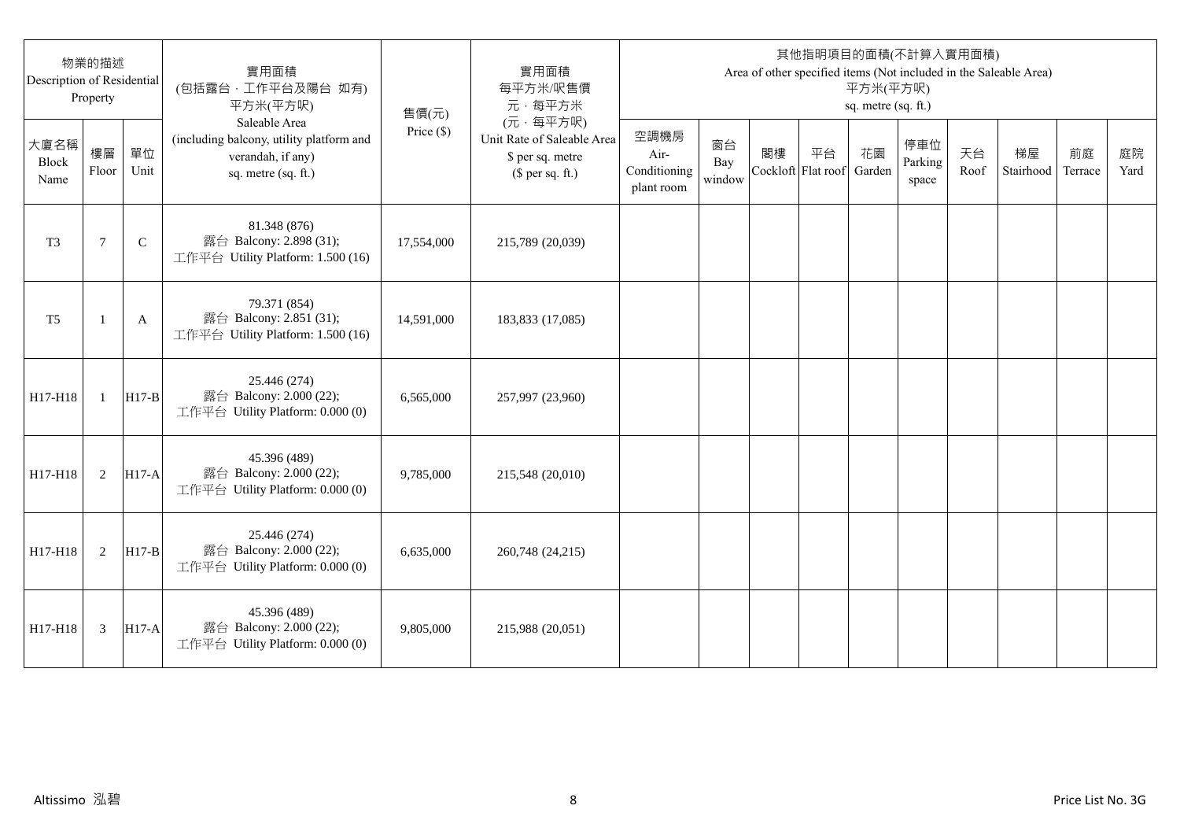| 物業的描述 Description of Residential Property | | | 實用面積 (包括露台，工作平台及陽台 如有) 平方米(平方呎) Saleable Area (including balcony, utility platform and verandah, if any) sq. metre (sq. ft.) | 售價(元) Price ($) | 實用面積 每平方米/呎售價 元，每平方米 (元，每平方呎) Unit Rate of Saleable Area $ per sq. metre ($ per sq. ft.) | 其他指明項目的面積(不計算入實用面積) Area of other specified items (Not included in the Saleable Area) 平方米(平方呎) sq. metre (sq. ft.) | | | | | | | | | |
|---|---|---|---|---|---|---|---|---|---|---|---|---|---|---|---|
| 大廈名稱 Block Name | 樓層 Floor | 單位 Unit | | | | 空調機房 Air-Conditioning plant room | 窗台 Bay window | 閣樓 Cockloft | 平台 Flat roof | 花園 Garden | 停車位 Parking space | 天台 Roof | 梯屋 Stairhood | 前庭 Terrace | 庭院 Yard |
| T3 | 7 | C | 81.348 (876) 露台 Balcony: 2.898 (31); 工作平台 Utility Platform: 1.500 (16) | 17,554,000 | 215,789 (20,039) | | | | | | | | | | |
| T5 | 1 | A | 79.371 (854) 露台 Balcony: 2.851 (31); 工作平台 Utility Platform: 1.500 (16) | 14,591,000 | 183,833 (17,085) | | | | | | | | | | |
| H17-H18 | 1 | H17-B | 25.446 (274) 露台 Balcony: 2.000 (22); 工作平台 Utility Platform: 0.000 (0) | 6,565,000 | 257,997 (23,960) | | | | | | | | | | |
| H17-H18 | 2 | H17-A | 45.396 (489) 露台 Balcony: 2.000 (22); 工作平台 Utility Platform: 0.000 (0) | 9,785,000 | 215,548 (20,010) | | | | | | | | | | |
| H17-H18 | 2 | H17-B | 25.446 (274) 露台 Balcony: 2.000 (22); 工作平台 Utility Platform: 0.000 (0) | 6,635,000 | 260,748 (24,215) | | | | | | | | | | |
| H17-H18 | 3 | H17-A | 45.396 (489) 露台 Balcony: 2.000 (22); 工作平台 Utility Platform: 0.000 (0) | 9,805,000 | 215,988 (20,051) | | | | | | | | | | |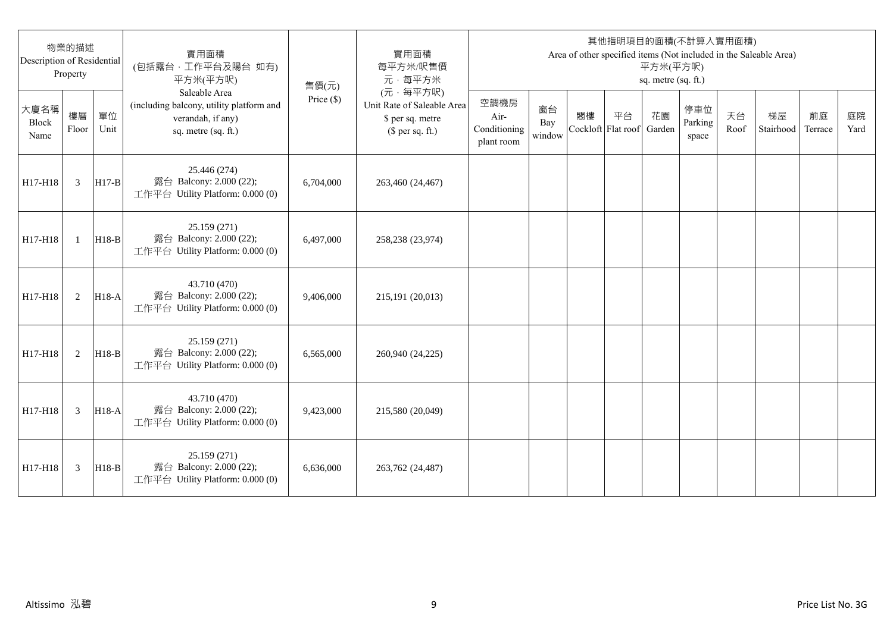| 物業的描述 Description of Residential Property | | | 實用面積 (包括露台，工作平台及陽台 如有) 平方米(平方呎) Saleable Area (including balcony, utility platform and verandah, if any) sq. metre (sq. ft.) | 售價(元) Price ($) | 實用面積 每平方米/呎售價 元，每平方米 (元，每平方呎) Unit Rate of Saleable Area $ per sq. metre ($ per sq. ft.) | 其他指明項目的面積(不計算入實用面積) Area of other specified items (Not included in the Saleable Area) 平方米(平方呎) sq. metre (sq. ft.) | | | | | | | | | |
|---|---|---|---|---|---|---|---|---|---|---|---|---|---|---|---|
| 大廈名稱 Block Name | 樓層 Floor | 單位 Unit | | | | 空調機房 Air-Conditioning plant room | 窗台 Bay window | 閣樓 Cockloft | 平台 Flat roof | 花園 Garden | 停車位 Parking space | 天台 Roof | 梯屋 Stairhood | 前庭 Terrace | 庭院 Yard |
| H17-H18 | 3 | H17-B | 25.446 (274) 露台 Balcony: 2.000 (22); 工作平台 Utility Platform: 0.000 (0) | 6,704,000 | 263,460 (24,467) | | | | | | | | | | |
| H17-H18 | 1 | H18-B | 25.159 (271) 露台 Balcony: 2.000 (22); 工作平台 Utility Platform: 0.000 (0) | 6,497,000 | 258,238 (23,974) | | | | | | | | | | |
| H17-H18 | 2 | H18-A | 43.710 (470) 露台 Balcony: 2.000 (22); 工作平台 Utility Platform: 0.000 (0) | 9,406,000 | 215,191 (20,013) | | | | | | | | | | |
| H17-H18 | 2 | H18-B | 25.159 (271) 露台 Balcony: 2.000 (22); 工作平台 Utility Platform: 0.000 (0) | 6,565,000 | 260,940 (24,225) | | | | | | | | | | |
| H17-H18 | 3 | H18-A | 43.710 (470) 露台 Balcony: 2.000 (22); 工作平台 Utility Platform: 0.000 (0) | 9,423,000 | 215,580 (20,049) | | | | | | | | | | |
| H17-H18 | 3 | H18-B | 25.159 (271) 露台 Balcony: 2.000 (22); 工作平台 Utility Platform: 0.000 (0) | 6,636,000 | 263,762 (24,487) | | | | | | | | | | |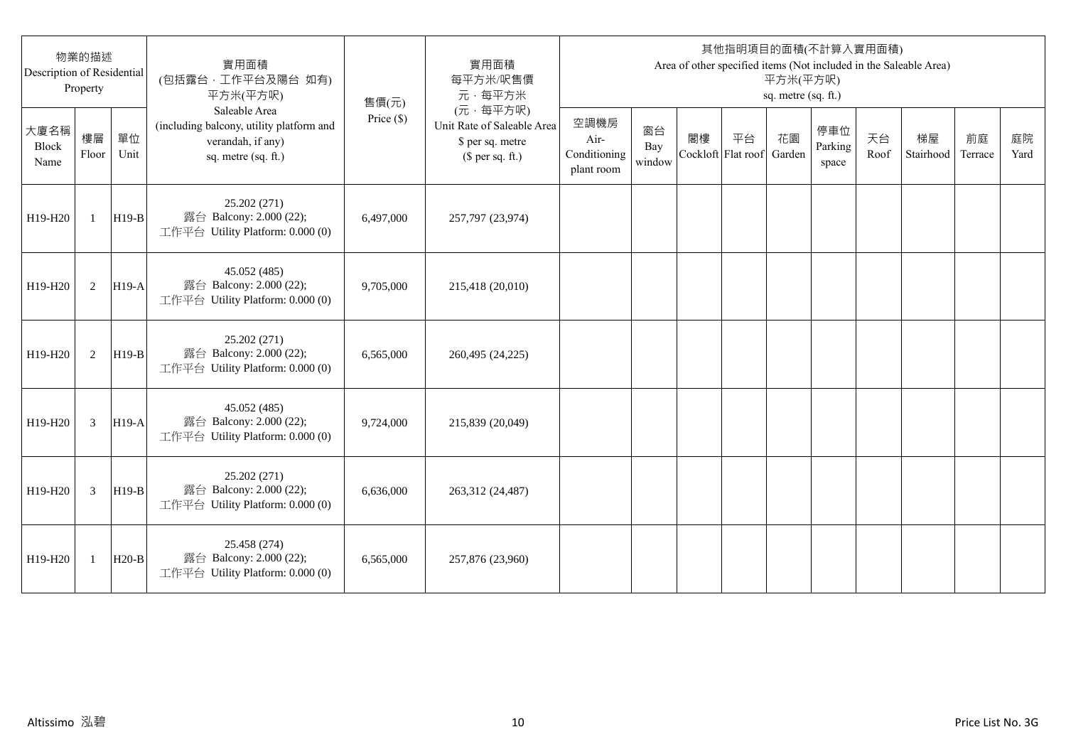| 物業的描述 Description of Residential Property | | | 實用面積 (包括露台，工作平台及陽台 如有) 平方米(平方呎) Saleable Area (including balcony, utility platform and verandah, if any) sq. metre (sq. ft.) | 售價(元) Price ($) | 實用面積 每平方米/呎售價 元，每平方米 (元，每平方呎) Unit Rate of Saleable Area $ per sq. metre ($ per sq. ft.) | 其他指明項目的面積(不計算入實用面積) Area of other specified items (Not included in the Saleable Area) 平方米(平方呎) sq. metre (sq. ft.) | | | | | | | | | |
|---|---|---|---|---|---|---|---|---|---|---|---|---|---|---|---|
| 大廈名稱 Block Name | 樓層 Floor | 單位 Unit | | | | 空調機房 Air-Conditioning plant room | 窗台 Bay window | 閣樓 Cockloft | 平台 Flat roof | 花園 Garden | 停車位 Parking space | 天台 Roof | 梯屋 Stairhood | 前庭 Terrace | 庭院 Yard |
| H19-H20 | 1 | H19-B | 25.202 (271) 露台 Balcony: 2.000 (22); 工作平台 Utility Platform: 0.000 (0) | 6,497,000 | 257,797 (23,974) | | | | | | | | | | |
| H19-H20 | 2 | H19-A | 45.052 (485) 露台 Balcony: 2.000 (22); 工作平台 Utility Platform: 0.000 (0) | 9,705,000 | 215,418 (20,010) | | | | | | | | | | |
| H19-H20 | 2 | H19-B | 25.202 (271) 露台 Balcony: 2.000 (22); 工作平台 Utility Platform: 0.000 (0) | 6,565,000 | 260,495 (24,225) | | | | | | | | | | |
| H19-H20 | 3 | H19-A | 45.052 (485) 露台 Balcony: 2.000 (22); 工作平台 Utility Platform: 0.000 (0) | 9,724,000 | 215,839 (20,049) | | | | | | | | | | |
| H19-H20 | 3 | H19-B | 25.202 (271) 露台 Balcony: 2.000 (22); 工作平台 Utility Platform: 0.000 (0) | 6,636,000 | 263,312 (24,487) | | | | | | | | | | |
| H19-H20 | 1 | H20-B | 25.458 (274) 露台 Balcony: 2.000 (22); 工作平台 Utility Platform: 0.000 (0) | 6,565,000 | 257,876 (23,960) | | | | | | | | | | |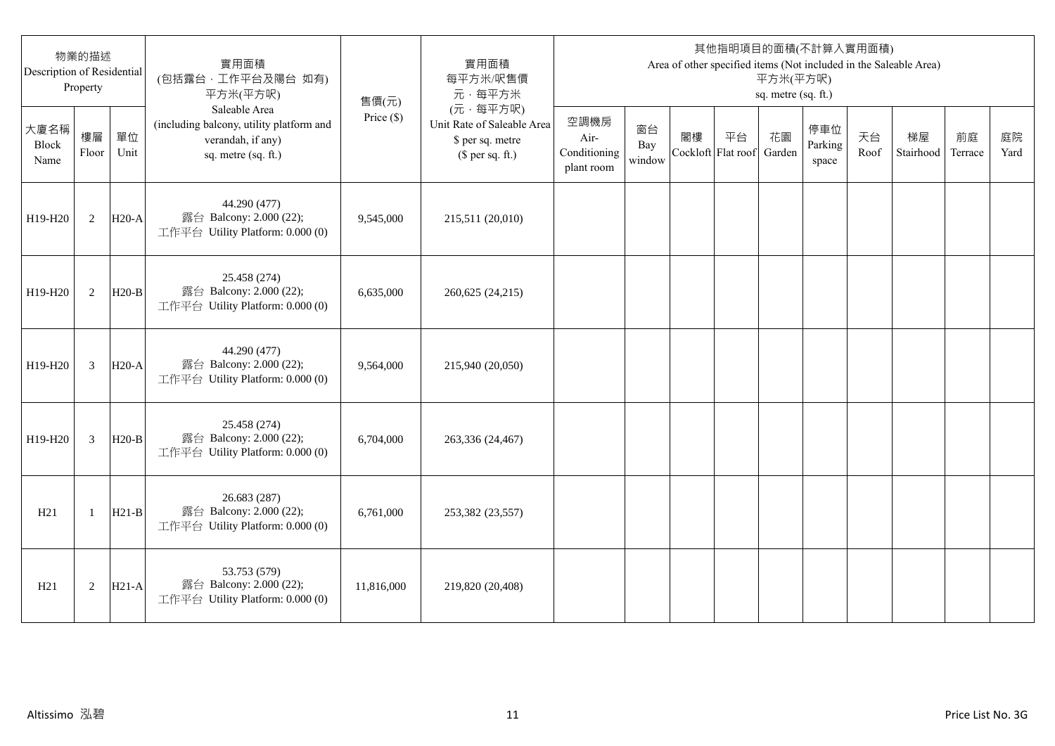| 物業的描述 Description of Residential Property | | | 實用面積 (包括露台，工作平台及陽台 如有) 平方米(平方呎) Saleable Area (including balcony, utility platform and verandah, if any) sq. metre (sq. ft.) | 售價(元) Price ($) | 實用面積 每平方米/呎售價 元，每平方米 (元，每平方呎) Unit Rate of Saleable Area $ per sq. metre ($ per sq. ft.) | 其他指明項目的面積(不計算入實用面積) Area of other specified items (Not included in the Saleable Area) 平方米(平方呎) sq. metre (sq. ft.) | | | | | | | | | |
|---|---|---|---|---|---|---|---|---|---|---|---|---|---|---|---|
| 大廈名稱 Block Name | 樓層 Floor | 單位 Unit | | | | 空調機房 Air-Conditioning plant room | 窗台 Bay window | 閣樓 Cockloft | 平台 Flat roof | 花園 Garden | 停車位 Parking space | 天台 Roof | 梯屋 Stairhood | 前庭 Terrace | 庭院 Yard |
| H19-H20 | 2 | H20-A | 44.290 (477) 露台 Balcony: 2.000 (22); 工作平台 Utility Platform: 0.000 (0) | 9,545,000 | 215,511 (20,010) | | | | | | | | | | |
| H19-H20 | 2 | H20-B | 25.458 (274) 露台 Balcony: 2.000 (22); 工作平台 Utility Platform: 0.000 (0) | 6,635,000 | 260,625 (24,215) | | | | | | | | | | |
| H19-H20 | 3 | H20-A | 44.290 (477) 露台 Balcony: 2.000 (22); 工作平台 Utility Platform: 0.000 (0) | 9,564,000 | 215,940 (20,050) | | | | | | | | | | |
| H19-H20 | 3 | H20-B | 25.458 (274) 露台 Balcony: 2.000 (22); 工作平台 Utility Platform: 0.000 (0) | 6,704,000 | 263,336 (24,467) | | | | | | | | | | |
| H21 | 1 | H21-B | 26.683 (287) 露台 Balcony: 2.000 (22); 工作平台 Utility Platform: 0.000 (0) | 6,761,000 | 253,382 (23,557) | | | | | | | | | | |
| H21 | 2 | H21-A | 53.753 (579) 露台 Balcony: 2.000 (22); 工作平台 Utility Platform: 0.000 (0) | 11,816,000 | 219,820 (20,408) | | | | | | | | | | |

Altissimo 泓碧　　Price List No. 3G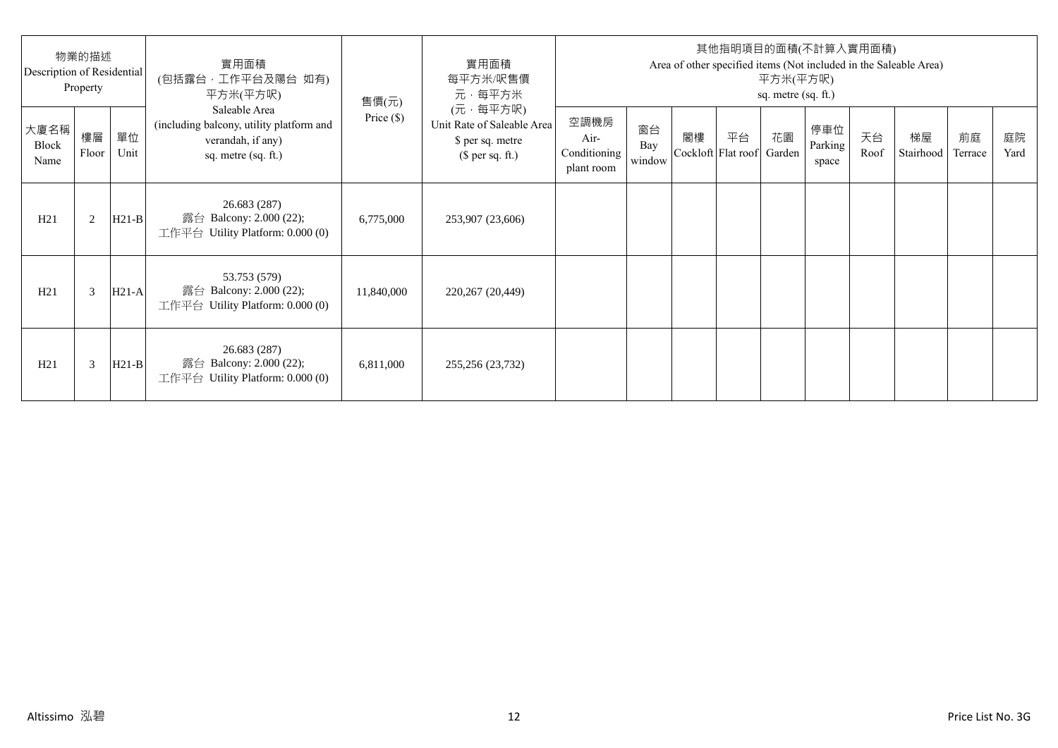| 物業的描述 Description of Residential Property | | | 實用面積 (包括露台，工作平台及陽台 如有) 平方米(平方呎) Saleable Area (including balcony, utility platform and verandah, if any) sq. metre (sq. ft.) | 售價(元) Price ($) | 實用面積 每平方米/呎售價 元，每平方米 (元，每平方呎) Unit Rate of Saleable Area $ per sq. metre ($ per sq. ft.) | 其他指明項目的面積(不計算入實用面積) Area of other specified items (Not included in the Saleable Area) 平方米(平方呎) sq. metre (sq. ft.) | | | | | | | | | |
|---|---|---|---|---|---|---|---|---|---|---|---|---|---|---|---|
| 大廈名稱 Block Name | 樓層 Floor | 單位 Unit | | | | 空調機房 Air-Conditioning plant room | 窗台 Bay window | 閣樓 Cockloft | 平台 Flat roof | 花園 Garden | 停車位 Parking space | 天台 Roof | 梯屋 Stairhood | 前庭 Terrace | 庭院 Yard |
| H21 | 2 | H21-B | 26.683 (287) 露台 Balcony: 2.000 (22); 工作平台 Utility Platform: 0.000 (0) | 6,775,000 | 253,907 (23,606) | | | | | | | | | | |
| H21 | 3 | H21-A | 53.753 (579) 露台 Balcony: 2.000 (22); 工作平台 Utility Platform: 0.000 (0) | 11,840,000 | 220,267 (20,449) | | | | | | | | | | |
| H21 | 3 | H21-B | 26.683 (287) 露台 Balcony: 2.000 (22); 工作平台 Utility Platform: 0.000 (0) | 6,811,000 | 255,256 (23,732) | | | | | | | | | | |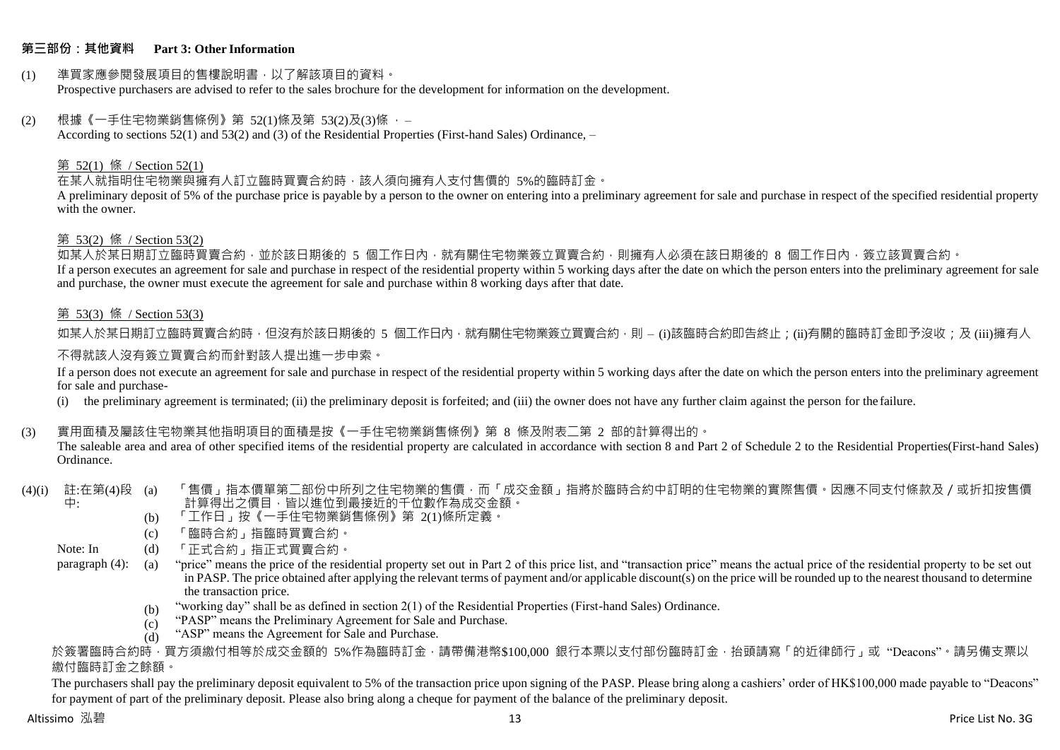## 第三部份：其他資料 Part 3: Other Information

(1) 準買家應參閱發展項目的售樓說明書，以了解該項目的資料。
Prospective purchasers are advised to refer to the sales brochure for the development for information on the development.

(2) 根據《一手住宅物業銷售條例》第 52(1)條及第 53(2)及(3)條 ， –
According to sections 52(1) and 53(2) and (3) of the Residential Properties (First-hand Sales) Ordinance, –

第 52(1) 條 / Section 52(1)

在某人就指明住宅物業與擁有人訂立臨時買賣合約時，該人須向擁有人支付售價的 5%的臨時訂金。
A preliminary deposit of 5% of the purchase price is payable by a person to the owner on entering into a preliminary agreement for sale and purchase in respect of the specified residential property with the owner.

第 53(2) 條 / Section 53(2)

如某人於某日期訂立臨時買賣合約，並於該日期後的 5 個工作日內，就有關住宅物業簽立買賣合約，則擁有人必須在該日期後的 8 個工作日內，簽立該買賣合約。
If a person executes an agreement for sale and purchase in respect of the residential property within 5 working days after the date on which the person enters into the preliminary agreement for sale and purchase, the owner must execute the agreement for sale and purchase within 8 working days after that date.

第 53(3) 條 / Section 53(3)

如某人於某日期訂立臨時買賣合約時，但沒有於該日期後的 5 個工作日內，就有關住宅物業簽立買賣合約，則 – (i)該臨時合約即告終止；(ii)有關的臨時訂金即予沒收；及 (iii)擁有人不得就該人沒有簽立買賣合約而針對該人提出進一步申索。

If a person does not execute an agreement for sale and purchase in respect of the residential property within 5 working days after the date on which the person enters into the preliminary agreement for sale and purchase-

(i) the preliminary agreement is terminated; (ii) the preliminary deposit is forfeited; and (iii) the owner does not have any further claim against the person for the failure.

(3) 實用面積及屬該住宅物業其他指明項目的面積是按《一手住宅物業銷售條例》第 8 條及附表二第 2 部的計算得出的。
The saleable area and area of other specified items of the residential property are calculated in accordance with section 8 and Part 2 of Schedule 2 to the Residential Properties(First-hand Sales) Ordinance.

(4)(i) 註:在第(4)段中:

(a) 「售價」指本價單第二部份中所列之住宅物業的售價，而「成交金額」指將於臨時合約中訂明的住宅物業的實際售價。因應不同支付條款及／或折扣按售價計算得出之價目，皆以進位到最接近的千位數作為成交金額。
(b) 「工作日」按《一手住宅物業銷售條例》第 2(1)條所定義。
(c) 「臨時合約」指臨時買賣合約。
(d) 「正式合約」指正式買賣合約。

Note: In paragraph (4):

(a) "price" means the price of the residential property set out in Part 2 of this price list, and "transaction price" means the actual price of the residential property to be set out in PASP. The price obtained after applying the relevant terms of payment and/or applicable discount(s) on the price will be rounded up to the nearest thousand to determine the transaction price.
(b) "working day" shall be as defined in section 2(1) of the Residential Properties (First-hand Sales) Ordinance.
(c) "PASP" means the Preliminary Agreement for Sale and Purchase.
(d) "ASP" means the Agreement for Sale and Purchase.

於簽署臨時合約時，買方須繳付相等於成交金額的 5%作為臨時訂金，請帶備港幣$100,000 銀行本票以支付部份臨時訂金，抬頭請寫「的近律師行」或 "Deacons"。請另備支票以繳付臨時訂金之餘額。

The purchasers shall pay the preliminary deposit equivalent to 5% of the transaction price upon signing of the PASP. Please bring along a cashiers' order of HK$100,000 made payable to "Deacons" for payment of part of the preliminary deposit. Please also bring along a cheque for payment of the balance of the preliminary deposit.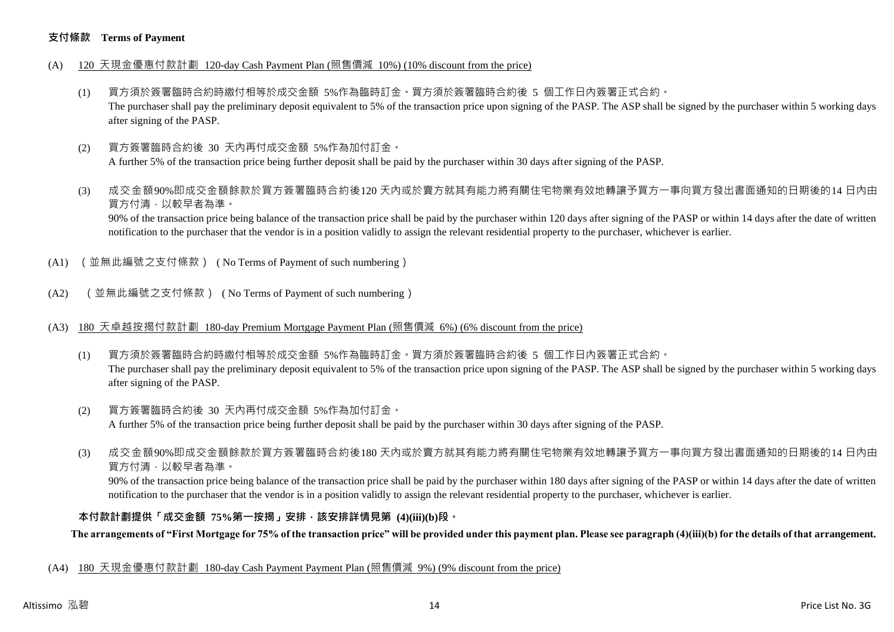**支付條款 Terms of Payment**

(A) 120 天現金優惠付款計劃 120-day Cash Payment Plan (照售價減 10%) (10% discount from the price)

(1) 買方須於簽署臨時合約時繳付相等於成交金額 5%作為臨時訂金。買方須於簽署臨時合約後 5 個工作日內簽署正式合約。
The purchaser shall pay the preliminary deposit equivalent to 5% of the transaction price upon signing of the PASP. The ASP shall be signed by the purchaser within 5 working days after signing of the PASP.

(2) 買方簽署臨時合約後 30 天內再付成交金額 5%作為加付訂金。
A further 5% of the transaction price being further deposit shall be paid by the purchaser within 30 days after signing of the PASP.

(3) 成交金額90%即成交金額餘款於買方簽署臨時合約後120 天內或於賣方就其有能力將有關住宅物業有效地轉讓予買方一事向買方發出書面通知的日期後的14 日內由買方付清，以較早者為準。
90% of the transaction price being balance of the transaction price shall be paid by the purchaser within 120 days after signing of the PASP or within 14 days after the date of written notification to the purchaser that the vendor is in a position validly to assign the relevant residential property to the purchaser, whichever is earlier.

(A1) （並無此編號之支付條款）( No Terms of Payment of such numbering )

(A2) （並無此編號之支付條款）( No Terms of Payment of such numbering )

(A3) 180 天卓越按揭付款計劃 180-day Premium Mortgage Payment Plan (照售價減 6%) (6% discount from the price)

(1) 買方須於簽署臨時合約時繳付相等於成交金額 5%作為臨時訂金。買方須於簽署臨時合約後 5 個工作日內簽署正式合約。
The purchaser shall pay the preliminary deposit equivalent to 5% of the transaction price upon signing of the PASP. The ASP shall be signed by the purchaser within 5 working days after signing of the PASP.

(2) 買方簽署臨時合約後 30 天內再付成交金額 5%作為加付訂金。
A further 5% of the transaction price being further deposit shall be paid by the purchaser within 30 days after signing of the PASP.

(3) 成交金額90%即成交金額餘款於買方簽署臨時合約後180 天內或於賣方就其有能力將有關住宅物業有效地轉讓予買方一事向買方發出書面通知的日期後的14 日內由買方付清，以較早者為準。
90% of the transaction price being balance of the transaction price shall be paid by the purchaser within 180 days after signing of the PASP or within 14 days after the date of written notification to the purchaser that the vendor is in a position validly to assign the relevant residential property to the purchaser, whichever is earlier.

**本付款計劃提供「成交金額 75%第一按揭」安排，該安排詳情見第 (4)(iii)(b)段。**

**The arrangements of "First Mortgage for 75% of the transaction price" will be provided under this payment plan. Please see paragraph (4)(iii)(b) for the details of that arrangement.**

(A4) 180 天現金優惠付款計劃 180-day Cash Payment Payment Plan (照售價減 9%) (9% discount from the price)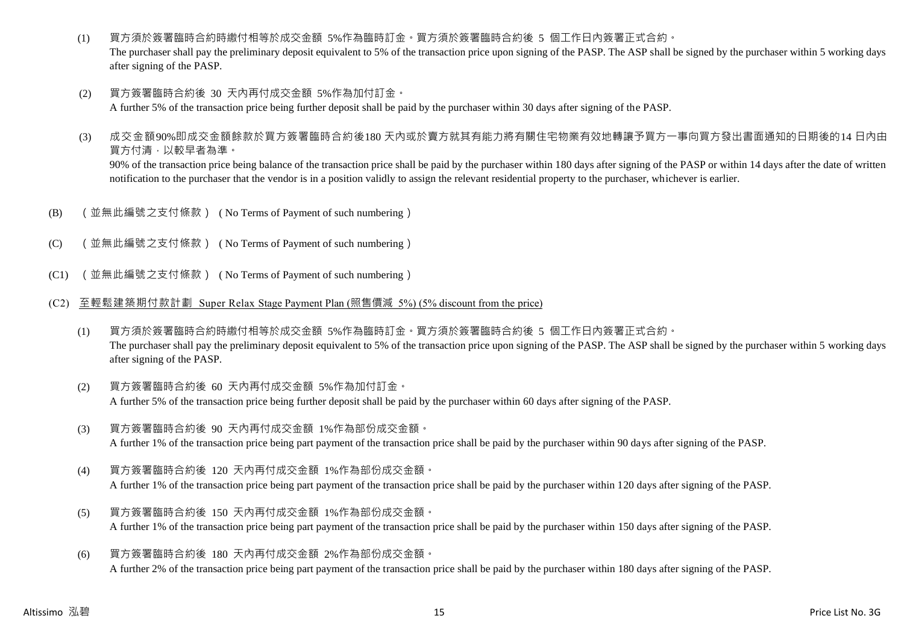(1) 買方須於簽署臨時合約時繳付相等於成交金額 5%作為臨時訂金。買方須於簽署臨時合約後 5 個工作日內簽署正式合約。
The purchaser shall pay the preliminary deposit equivalent to 5% of the transaction price upon signing of the PASP. The ASP shall be signed by the purchaser within 5 working days after signing of the PASP.

(2) 買方簽署臨時合約後 30 天內再付成交金額 5%作為加付訂金。
A further 5% of the transaction price being further deposit shall be paid by the purchaser within 30 days after signing of the PASP.

(3) 成交金額90%即成交金額餘款於買方簽署臨時合約後180 天內或於賣方就其有能力將有關住宅物業有效地轉讓予買方一事向買方發出書面通知的日期後的14 日內由買方付清，以較早者為準。
90% of the transaction price being balance of the transaction price shall be paid by the purchaser within 180 days after signing of the PASP or within 14 days after the date of written notification to the purchaser that the vendor is in a position validly to assign the relevant residential property to the purchaser, whichever is earlier.

(B) （並無此編號之支付條款）( No Terms of Payment of such numbering ）

(C) （並無此編號之支付條款）( No Terms of Payment of such numbering ）

(C1) （並無此編號之支付條款）( No Terms of Payment of such numbering ）

(C2) 至輕鬆建築期付款計劃 Super Relax Stage Payment Plan (照售價減 5%) (5% discount from the price)

(1) 買方須於簽署臨時合約時繳付相等於成交金額 5%作為臨時訂金。買方須於簽署臨時合約後 5 個工作日內簽署正式合約。
The purchaser shall pay the preliminary deposit equivalent to 5% of the transaction price upon signing of the PASP. The ASP shall be signed by the purchaser within 5 working days after signing of the PASP.

(2) 買方簽署臨時合約後 60 天內再付成交金額 5%作為加付訂金。
A further 5% of the transaction price being further deposit shall be paid by the purchaser within 60 days after signing of the PASP.

(3) 買方簽署臨時合約後 90 天內再付成交金額 1%作為部份成交金額。
A further 1% of the transaction price being part payment of the transaction price shall be paid by the purchaser within 90 days after signing of the PASP.

(4) 買方簽署臨時合約後 120 天內再付成交金額 1%作為部份成交金額。
A further 1% of the transaction price being part payment of the transaction price shall be paid by the purchaser within 120 days after signing of the PASP.

(5) 買方簽署臨時合約後 150 天內再付成交金額 1%作為部份成交金額。
A further 1% of the transaction price being part payment of the transaction price shall be paid by the purchaser within 150 days after signing of the PASP.

(6) 買方簽署臨時合約後 180 天內再付成交金額 2%作為部份成交金額。
A further 2% of the transaction price being part payment of the transaction price shall be paid by the purchaser within 180 days after signing of the PASP.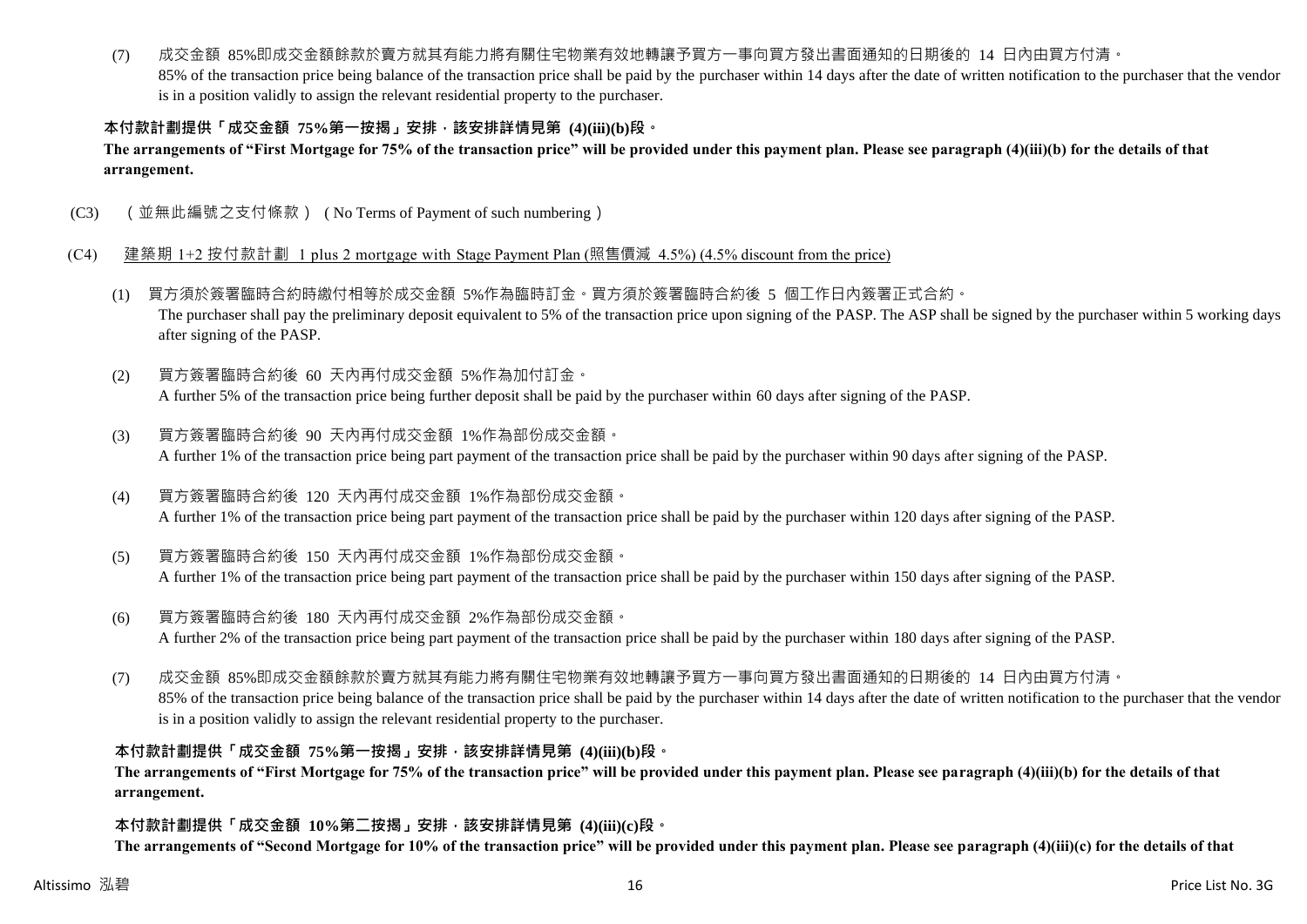(7) 成交金額 85%即成交金額餘款於賣方就其有能力將有關住宅物業有效地轉讓予買方一事向買方發出書面通知的日期後的 14 日內由買方付清。
85% of the transaction price being balance of the transaction price shall be paid by the purchaser within 14 days after the date of written notification to the purchaser that the vendor is in a position validly to assign the relevant residential property to the purchaser.

**本付款計劃提供「成交金額 75%第一按揭」安排，該安排詳情見第 (4)(iii)(b)段。**
**The arrangements of "First Mortgage for 75% of the transaction price" will be provided under this payment plan. Please see paragraph (4)(iii)(b) for the details of that arrangement.**

(C3) （並無此編號之支付條款） ( No Terms of Payment of such numbering )

(C4) 建築期 1+2 按付款計劃 1 plus 2 mortgage with Stage Payment Plan (照售價減 4.5%) (4.5% discount from the price)

(1) 買方須於簽署臨時合約時繳付相等於成交金額 5%作為臨時訂金。買方須於簽署臨時合約後 5 個工作日內簽署正式合約。
The purchaser shall pay the preliminary deposit equivalent to 5% of the transaction price upon signing of the PASP. The ASP shall be signed by the purchaser within 5 working days after signing of the PASP.

(2) 買方簽署臨時合約後 60 天內再付成交金額 5%作為加付訂金。
A further 5% of the transaction price being further deposit shall be paid by the purchaser within 60 days after signing of the PASP.

(3) 買方簽署臨時合約後 90 天內再付成交金額 1%作為部份成交金額。
A further 1% of the transaction price being part payment of the transaction price shall be paid by the purchaser within 90 days after signing of the PASP.

(4) 買方簽署臨時合約後 120 天內再付成交金額 1%作為部份成交金額。
A further 1% of the transaction price being part payment of the transaction price shall be paid by the purchaser within 120 days after signing of the PASP.

(5) 買方簽署臨時合約後 150 天內再付成交金額 1%作為部份成交金額。
A further 1% of the transaction price being part payment of the transaction price shall be paid by the purchaser within 150 days after signing of the PASP.

(6) 買方簽署臨時合約後 180 天內再付成交金額 2%作為部份成交金額。
A further 2% of the transaction price being part payment of the transaction price shall be paid by the purchaser within 180 days after signing of the PASP.

(7) 成交金額 85%即成交金額餘款於賣方就其有能力將有關住宅物業有效地轉讓予買方一事向買方發出書面通知的日期後的 14 日內由買方付清。
85% of the transaction price being balance of the transaction price shall be paid by the purchaser within 14 days after the date of written notification to the purchaser that the vendor is in a position validly to assign the relevant residential property to the purchaser.

**本付款計劃提供「成交金額 75%第一按揭」安排，該安排詳情見第 (4)(iii)(b)段。**
**The arrangements of "First Mortgage for 75% of the transaction price" will be provided under this payment plan. Please see paragraph (4)(iii)(b) for the details of that arrangement.**

**本付款計劃提供「成交金額 10%第二按揭」安排，該安排詳情見第 (4)(iii)(c)段。**
**The arrangements of "Second Mortgage for 10% of the transaction price" will be provided under this payment plan. Please see paragraph (4)(iii)(c) for the details of that**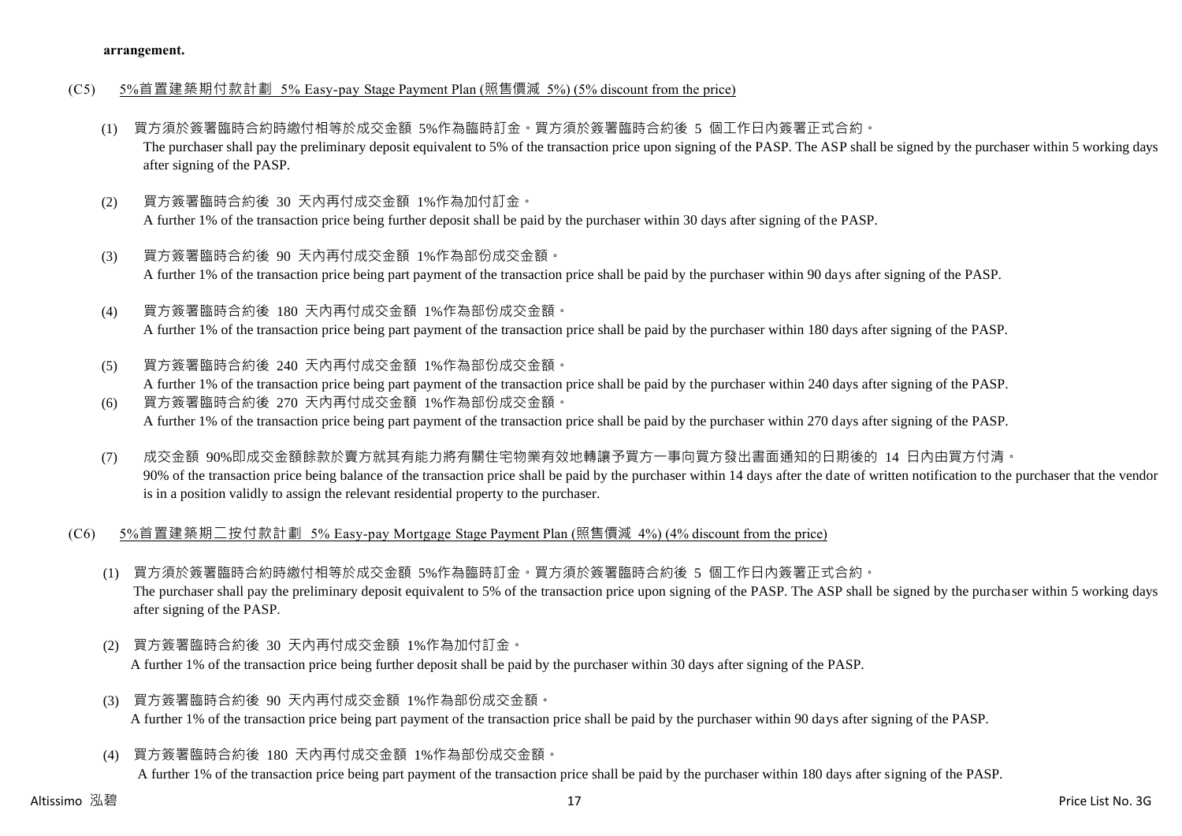**arrangement.**

(C5) 5%首置建築期付款計劃 5% Easy-pay Stage Payment Plan (照售價減 5%) (5% discount from the price)

(1) 買方須於簽署臨時合約時繳付相等於成交金額 5%作為臨時訂金。買方須於簽署臨時合約後 5 個工作日內簽署正式合約。
The purchaser shall pay the preliminary deposit equivalent to 5% of the transaction price upon signing of the PASP. The ASP shall be signed by the purchaser within 5 working days after signing of the PASP.

(2) 買方簽署臨時合約後 30 天內再付成交金額 1%作為加付訂金。
A further 1% of the transaction price being further deposit shall be paid by the purchaser within 30 days after signing of the PASP.

(3) 買方簽署臨時合約後 90 天內再付成交金額 1%作為部份成交金額。
A further 1% of the transaction price being part payment of the transaction price shall be paid by the purchaser within 90 days after signing of the PASP.

(4) 買方簽署臨時合約後 180 天內再付成交金額 1%作為部份成交金額。
A further 1% of the transaction price being part payment of the transaction price shall be paid by the purchaser within 180 days after signing of the PASP.

(5) 買方簽署臨時合約後 240 天內再付成交金額 1%作為部份成交金額。
A further 1% of the transaction price being part payment of the transaction price shall be paid by the purchaser within 240 days after signing of the PASP.

(6) 買方簽署臨時合約後 270 天內再付成交金額 1%作為部份成交金額。
A further 1% of the transaction price being part payment of the transaction price shall be paid by the purchaser within 270 days after signing of the PASP.

(7) 成交金額 90%即成交金額餘款於賣方就其有能力將有關住宅物業有效地轉讓予買方一事向買方發出書面通知的日期後的 14 日內由買方付清。
90% of the transaction price being balance of the transaction price shall be paid by the purchaser within 14 days after the date of written notification to the purchaser that the vendor is in a position validly to assign the relevant residential property to the purchaser.

(C6) 5%首置建築期二按付款計劃 5% Easy-pay Mortgage Stage Payment Plan (照售價減 4%) (4% discount from the price)

(1) 買方須於簽署臨時合約時繳付相等於成交金額 5%作為臨時訂金。買方須於簽署臨時合約後 5 個工作日內簽署正式合約。
The purchaser shall pay the preliminary deposit equivalent to 5% of the transaction price upon signing of the PASP. The ASP shall be signed by the purchaser within 5 working days after signing of the PASP.

(2) 買方簽署臨時合約後 30 天內再付成交金額 1%作為加付訂金。
A further 1% of the transaction price being further deposit shall be paid by the purchaser within 30 days after signing of the PASP.

(3) 買方簽署臨時合約後 90 天內再付成交金額 1%作為部份成交金額。
A further 1% of the transaction price being part payment of the transaction price shall be paid by the purchaser within 90 days after signing of the PASP.

(4) 買方簽署臨時合約後 180 天內再付成交金額 1%作為部份成交金額。
A further 1% of the transaction price being part payment of the transaction price shall be paid by the purchaser within 180 days after signing of the PASP.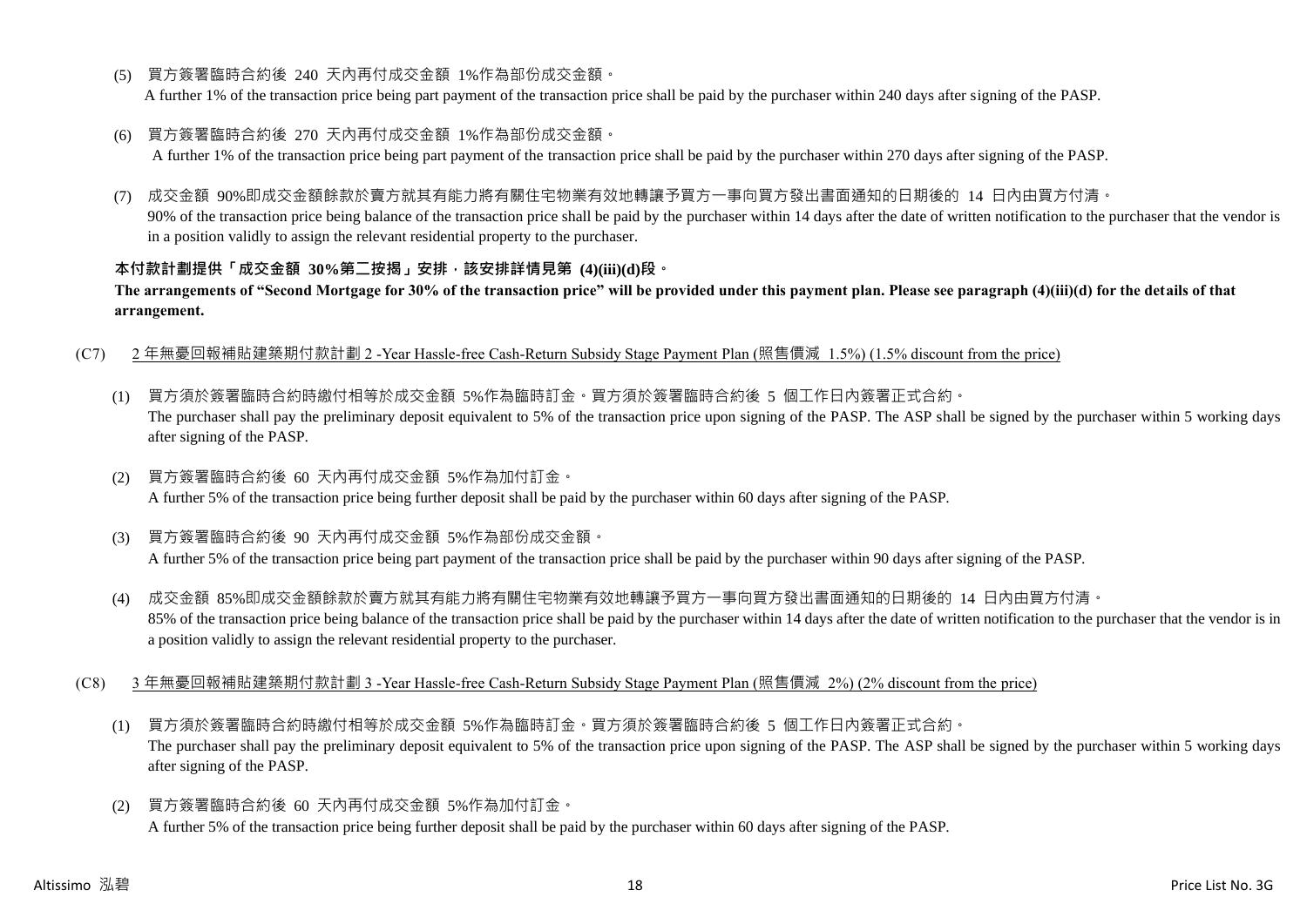(5) 買方簽署臨時合約後 240 天內再付成交金額 1%作為部份成交金額。
A further 1% of the transaction price being part payment of the transaction price shall be paid by the purchaser within 240 days after signing of the PASP.

(6) 買方簽署臨時合約後 270 天內再付成交金額 1%作為部份成交金額。
A further 1% of the transaction price being part payment of the transaction price shall be paid by the purchaser within 270 days after signing of the PASP.

(7) 成交金額 90%即成交金額餘款於賣方就其有能力將有關住宅物業有效地轉讓予買方一事向買方發出書面通知的日期後的 14 日內由買方付清。
90% of the transaction price being balance of the transaction price shall be paid by the purchaser within 14 days after the date of written notification to the purchaser that the vendor is in a position validly to assign the relevant residential property to the purchaser.

**本付款計劃提供「成交金額 30%第二按揭」安排，該安排詳情見第 (4)(iii)(d)段。**
**The arrangements of "Second Mortgage for 30% of the transaction price" will be provided under this payment plan. Please see paragraph (4)(iii)(d) for the details of that arrangement.**

(C7) 2 年無憂回報補貼建築期付款計劃 2 -Year Hassle-free Cash-Return Subsidy Stage Payment Plan (照售價減 1.5%) (1.5% discount from the price)

(1) 買方須於簽署臨時合約時繳付相等於成交金額 5%作為臨時訂金。買方須於簽署臨時合約後 5 個工作日內簽署正式合約。
The purchaser shall pay the preliminary deposit equivalent to 5% of the transaction price upon signing of the PASP. The ASP shall be signed by the purchaser within 5 working days after signing of the PASP.

(2) 買方簽署臨時合約後 60 天內再付成交金額 5%作為加付訂金。
A further 5% of the transaction price being further deposit shall be paid by the purchaser within 60 days after signing of the PASP.

(3) 買方簽署臨時合約後 90 天內再付成交金額 5%作為部份成交金額。
A further 5% of the transaction price being part payment of the transaction price shall be paid by the purchaser within 90 days after signing of the PASP.

(4) 成交金額 85%即成交金額餘款於賣方就其有能力將有關住宅物業有效地轉讓予買方一事向買方發出書面通知的日期後的 14 日內由買方付清。
85% of the transaction price being balance of the transaction price shall be paid by the purchaser within 14 days after the date of written notification to the purchaser that the vendor is in a position validly to assign the relevant residential property to the purchaser.

(C8) 3 年無憂回報補貼建築期付款計劃 3 -Year Hassle-free Cash-Return Subsidy Stage Payment Plan (照售價減 2%) (2% discount from the price)

(1) 買方須於簽署臨時合約時繳付相等於成交金額 5%作為臨時訂金。買方須於簽署臨時合約後 5 個工作日內簽署正式合約。
The purchaser shall pay the preliminary deposit equivalent to 5% of the transaction price upon signing of the PASP. The ASP shall be signed by the purchaser within 5 working days after signing of the PASP.

(2) 買方簽署臨時合約後 60 天內再付成交金額 5%作為加付訂金。
A further 5% of the transaction price being further deposit shall be paid by the purchaser within 60 days after signing of the PASP.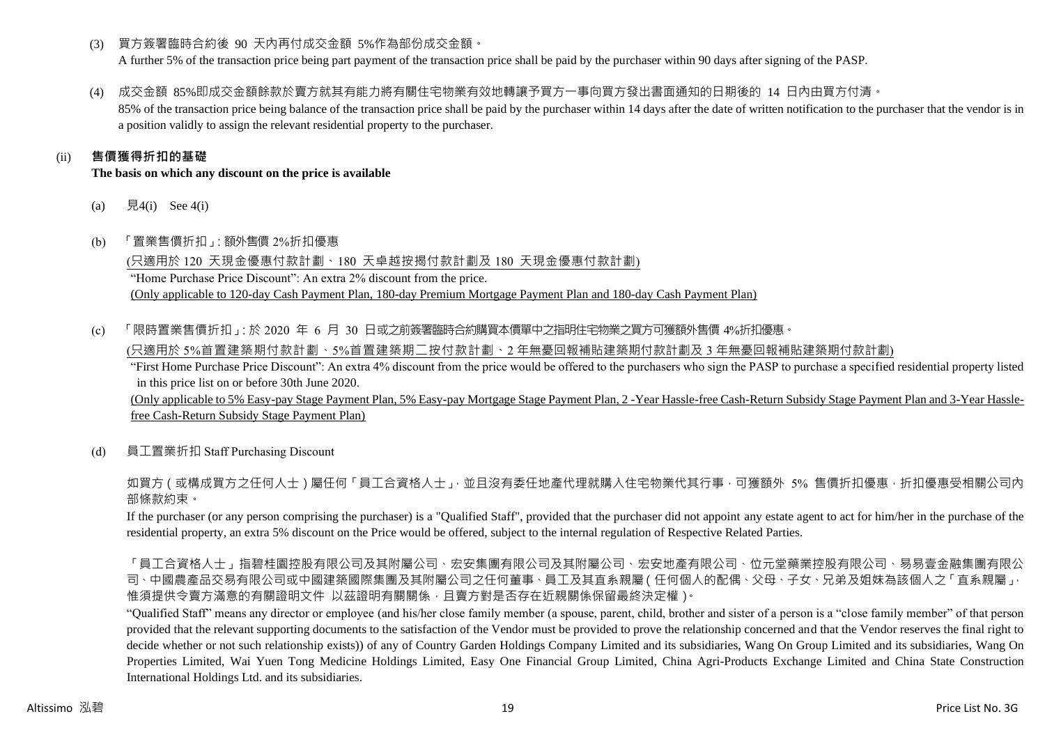(3) 買方簽署臨時合約後 90 天內再付成交金額 5%作為部份成交金額。
A further 5% of the transaction price being part payment of the transaction price shall be paid by the purchaser within 90 days after signing of the PASP.

(4) 成交金額 85%即成交金額餘款於賣方就其有能力將有關住宅物業有效地轉讓予買方一事向買方發出書面通知的日期後的 14 日內由買方付清。
85% of the transaction price being balance of the transaction price shall be paid by the purchaser within 14 days after the date of written notification to the purchaser that the vendor is in a position validly to assign the relevant residential property to the purchaser.

(ii) **售價獲得折扣的基礎**
**The basis on which any discount on the price is available**

(a) 見4(i) See 4(i)

(b) 「置業售價折扣」: 額外售價 2%折扣優惠
(只適用於 120 天現金優惠付款計劃、180 天卓越按揭付款計劃及 180 天現金優惠付款計劃)
"Home Purchase Price Discount": An extra 2% discount from the price.
(Only applicable to 120-day Cash Payment Plan, 180-day Premium Mortgage Payment Plan and 180-day Cash Payment Plan)

(c) 「限時置業售價折扣」: 於 2020 年 6 月 30 日或之前簽署臨時合約購買本價單中之指明住宅物業之買方可獲額外售價 4%折扣優惠。
(只適用於 5%首置建築期付款計劃、5%首置建築期二按付款計劃、2 年無憂回報補貼建築期付款計劃及 3 年無憂回報補貼建築期付款計劃)
"First Home Purchase Price Discount": An extra 4% discount from the price would be offered to the purchasers who sign the PASP to purchase a specified residential property listed in this price list on or before 30th June 2020.
(Only applicable to 5% Easy-pay Stage Payment Plan, 5% Easy-pay Mortgage Stage Payment Plan, 2 -Year Hassle-free Cash-Return Subsidy Stage Payment Plan and 3-Year Hassle-free Cash-Return Subsidy Stage Payment Plan)

(d) 員工置業折扣 Staff Purchasing Discount

如買方(或構成買方之任何人士)屬任何「員工合資格人士」，並且沒有委任地產代理就購入住宅物業代其行事，可獲額外 5% 售價折扣優惠，折扣優惠受相關公司內部條款約束。
If the purchaser (or any person comprising the purchaser) is a "Qualified Staff", provided that the purchaser did not appoint any estate agent to act for him/her in the purchase of the residential property, an extra 5% discount on the Price would be offered, subject to the internal regulation of Respective Related Parties.

「員工合資格人士」指碧桂園控股有限公司及其附屬公司、宏安集團有限公司及其附屬公司、宏安地產有限公司、位元堂藥業控股有限公司、易易壹金融集團有限公司、中國農產品交易有限公司或中國建築國際集團及其附屬公司之任何董事、員工及其直系親屬(任何個人的配偶、父母、子女、兄弟及姐妹為該個人之「直系親屬」，惟須提供令賣方滿意的有關證明文件 以茲證明有關關係，且賣方對是否存在近親關係保留最終決定權)。
"Qualified Staff" means any director or employee (and his/her close family member (a spouse, parent, child, brother and sister of a person is a "close family member" of that person provided that the relevant supporting documents to the satisfaction of the Vendor must be provided to prove the relationship concerned and that the Vendor reserves the final right to decide whether or not such relationship exists)) of any of Country Garden Holdings Company Limited and its subsidiaries, Wang On Group Limited and its subsidiaries, Wang On Properties Limited, Wai Yuen Tong Medicine Holdings Limited, Easy One Financial Group Limited, China Agri-Products Exchange Limited and China State Construction International Holdings Ltd. and its subsidiaries.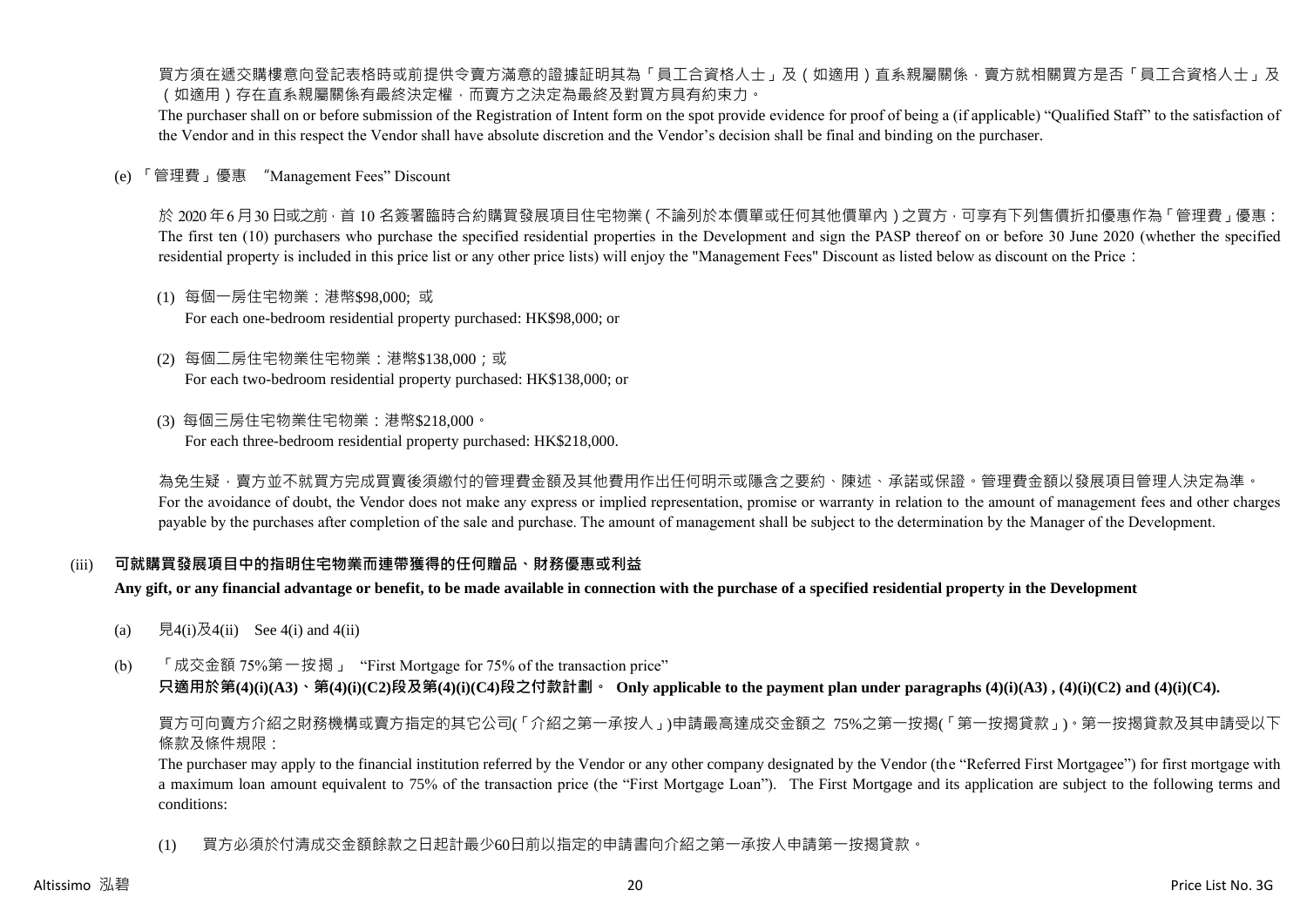買方須在遞交購樓意向登記表格時或前提供令賣方滿意的證據証明其為「員工合資格人士」及（如適用）直系親屬關係，賣方就相關買方是否「員工合資格人士」及（如適用）存在直系親屬關係有最終決定權，而賣方之決定為最終及對買方具有約束力。

The purchaser shall on or before submission of the Registration of Intent form on the spot provide evidence for proof of being a (if applicable) "Qualified Staff" to the satisfaction of the Vendor and in this respect the Vendor shall have absolute discretion and the Vendor's decision shall be final and binding on the purchaser.

(e) 「管理費」優惠 "Management Fees" Discount

於 2020 年 6 月 30 日或之前，首 10 名簽署臨時合約購買發展項目住宅物業（不論列於本價單或任何其他價單內）之買方，可享有下列售價折扣優惠作為「管理費」優惠：
The first ten (10) purchasers who purchase the specified residential properties in the Development and sign the PASP thereof on or before 30 June 2020 (whether the specified residential property is included in this price list or any other price lists) will enjoy the "Management Fees" Discount as listed below as discount on the Price：

(1) 每個一房住宅物業：港幣$98,000; 或
For each one-bedroom residential property purchased: HK$98,000; or

(2) 每個二房住宅物業住宅物業：港幣$138,000；或
For each two-bedroom residential property purchased: HK$138,000; or

(3) 每個三房住宅物業住宅物業：港幣$218,000。
For each three-bedroom residential property purchased: HK$218,000.

為免生疑，賣方並不就買方完成買賣後須繳付的管理費金額及其他費用作出任何明示或隱含之要約、陳述、承諾或保證。管理費金額以發展項目管理人決定為準。
For the avoidance of doubt, the Vendor does not make any express or implied representation, promise or warranty in relation to the amount of management fees and other charges payable by the purchases after completion of the sale and purchase. The amount of management shall be subject to the determination by the Manager of the Development.

(iii) **可就購買發展項目中的指明住宅物業而連帶獲得的任何贈品、財務優惠或利益**
**Any gift, or any financial advantage or benefit, to be made available in connection with the purchase of a specified residential property in the Development**

(a) 見4(i)及4(ii) See 4(i) and 4(ii)

(b) 「成交金額 75%第一按揭」 "First Mortgage for 75% of the transaction price"
**只適用於第(4)(i)(A3)、第(4)(i)(C2)段及第(4)(i)(C4)段之付款計劃。 Only applicable to the payment plan under paragraphs (4)(i)(A3) , (4)(i)(C2) and (4)(i)(C4).**

買方可向賣方介紹之財務機構或賣方指定的其它公司(「介紹之第一承按人」)申請最高達成交金額之 75%之第一按揭(「第一按揭貸款」)。第一按揭貸款及其申請受以下條款及條件規限：
The purchaser may apply to the financial institution referred by the Vendor or any other company designated by the Vendor (the "Referred First Mortgagee") for first mortgage with a maximum loan amount equivalent to 75% of the transaction price (the "First Mortgage Loan"). The First Mortgage and its application are subject to the following terms and conditions:

(1) 買方必須於付清成交金額餘款之日起計最少60日前以指定的申請書向介紹之第一承按人申請第一按揭貸款。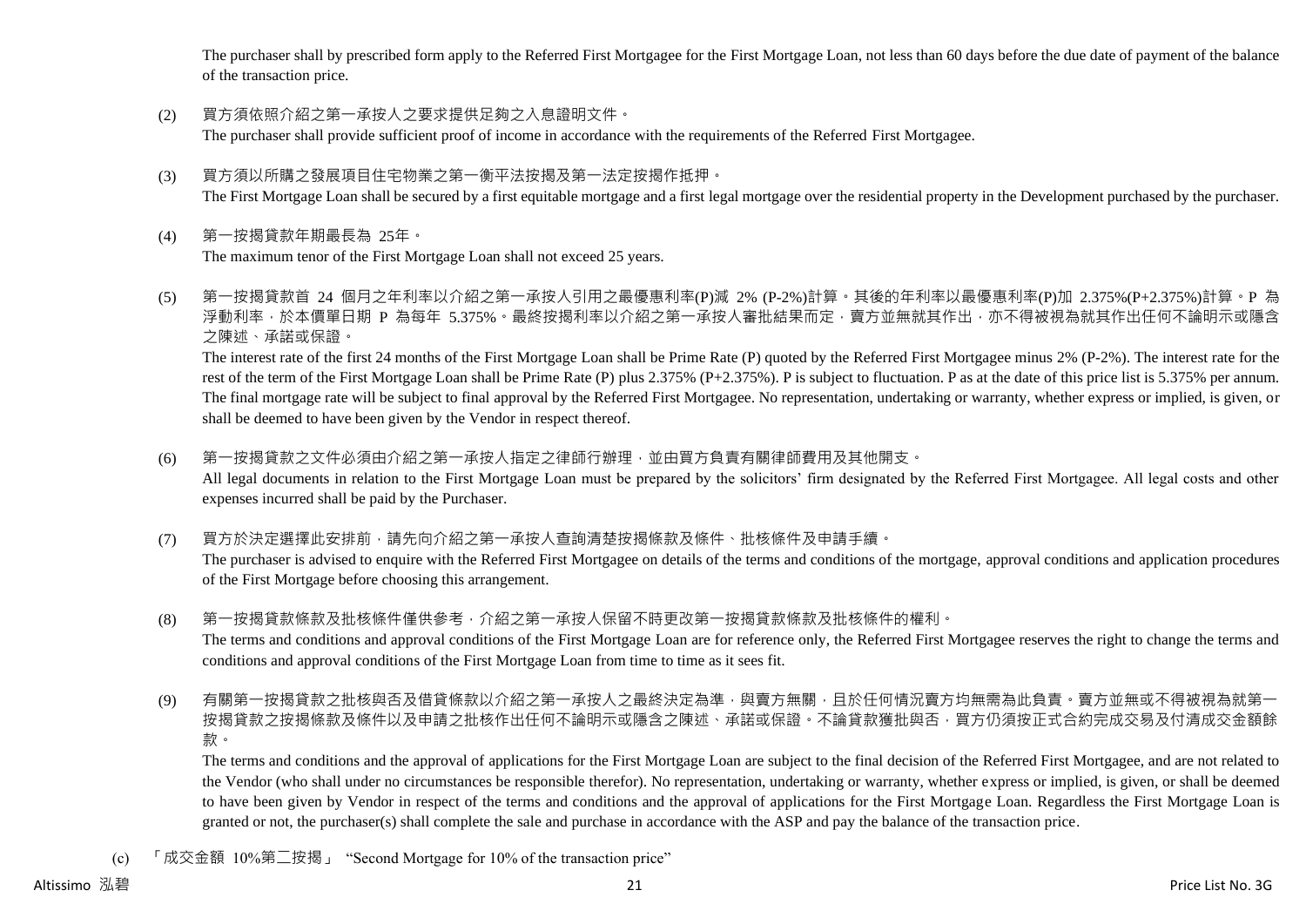The purchaser shall by prescribed form apply to the Referred First Mortgagee for the First Mortgage Loan, not less than 60 days before the due date of payment of the balance of the transaction price.

(2) 買方須依照介紹之第一承按人之要求提供足夠之入息證明文件。
The purchaser shall provide sufficient proof of income in accordance with the requirements of the Referred First Mortgagee.

(3) 買方須以所購之發展項目住宅物業之第一衡平法按揭及第一法定按揭作抵押。
The First Mortgage Loan shall be secured by a first equitable mortgage and a first legal mortgage over the residential property in the Development purchased by the purchaser.

(4) 第一按揭貸款年期最長為 25年。
The maximum tenor of the First Mortgage Loan shall not exceed 25 years.

(5) 第一按揭貸款首 24 個月之年利率以介紹之第一承按人引用之最優惠利率(P)減 2% (P-2%)計算。其後的年利率以最優惠利率(P)加 2.375%(P+2.375%)計算。P 為浮動利率，於本價單日期 P 為每年 5.375%。最終按揭利率以介紹之第一承按人審批結果而定，賣方並無就其作出，亦不得被視為就其作出任何不論明示或隱含之陳述、承諾或保證。
The interest rate of the first 24 months of the First Mortgage Loan shall be Prime Rate (P) quoted by the Referred First Mortgagee minus 2% (P-2%). The interest rate for the rest of the term of the First Mortgage Loan shall be Prime Rate (P) plus 2.375% (P+2.375%). P is subject to fluctuation. P as at the date of this price list is 5.375% per annum. The final mortgage rate will be subject to final approval by the Referred First Mortgagee. No representation, undertaking or warranty, whether express or implied, is given, or shall be deemed to have been given by the Vendor in respect thereof.

(6) 第一按揭貸款之文件必須由介紹之第一承按人指定之律師行辦理，並由買方負責有關律師費用及其他開支。
All legal documents in relation to the First Mortgage Loan must be prepared by the solicitors' firm designated by the Referred First Mortgagee. All legal costs and other expenses incurred shall be paid by the Purchaser.

(7) 買方於決定選擇此安排前，請先向介紹之第一承按人查詢清楚按揭條款及條件、批核條件及申請手續。
The purchaser is advised to enquire with the Referred First Mortgagee on details of the terms and conditions of the mortgage, approval conditions and application procedures of the First Mortgage before choosing this arrangement.

(8) 第一按揭貸款條款及批核條件僅供參考，介紹之第一承按人保留不時更改第一按揭貸款條款及批核條件的權利。
The terms and conditions and approval conditions of the First Mortgage Loan are for reference only, the Referred First Mortgagee reserves the right to change the terms and conditions and approval conditions of the First Mortgage Loan from time to time as it sees fit.

(9) 有關第一按揭貸款之批核與否及借貸條款以介紹之第一承按人之最終決定為準，與賣方無關，且於任何情況賣方均無需為此負責。賣方並無或不得被視為就第一按揭貸款之按揭條款及條件以及申請之批核作出任何不論明示或隱含之陳述、承諾或保證。不論貸款獲批與否，買方仍須按正式合約完成交易及付清成交金額餘款。
The terms and conditions and the approval of applications for the First Mortgage Loan are subject to the final decision of the Referred First Mortgagee, and are not related to the Vendor (who shall under no circumstances be responsible therefor). No representation, undertaking or warranty, whether express or implied, is given, or shall be deemed to have been given by Vendor in respect of the terms and conditions and the approval of applications for the First Mortgage Loan. Regardless the First Mortgage Loan is granted or not, the purchaser(s) shall complete the sale and purchase in accordance with the ASP and pay the balance of the transaction price.

(c) 「成交金額 10%第二按揭」 "Second Mortgage for 10% of the transaction price"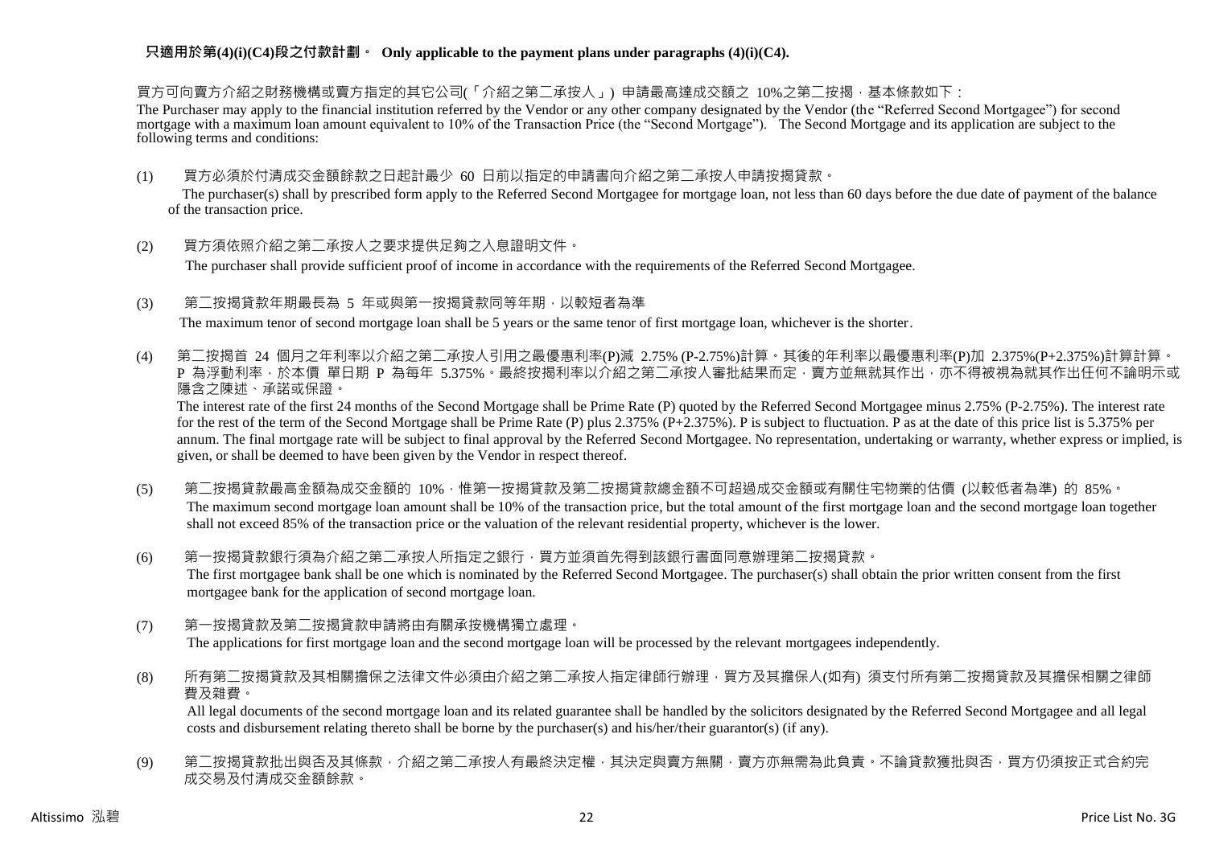**只適用於第(4)(i)(C4)段之付款計劃。 Only applicable to the payment plans under paragraphs (4)(i)(C4).**

買方可向賣方介紹之財務機構或賣方指定的其它公司(「介紹之第二承按人」) 申請最高達成交額之 10%之第二按揭，基本條款如下：

The Purchaser may apply to the financial institution referred by the Vendor or any other company designated by the Vendor (the "Referred Second Mortgagee") for second mortgage with a maximum loan amount equivalent to 10% of the Transaction Price (the "Second Mortgage"). The Second Mortgage and its application are subject to the following terms and conditions:

(1) 買方必須於付清成交金額餘款之日起計最少 60 日前以指定的申請書向介紹之第二承按人申請按揭貸款。

The purchaser(s) shall by prescribed form apply to the Referred Second Mortgagee for mortgage loan, not less than 60 days before the due date of payment of the balance of the transaction price.

(2) 買方須依照介紹之第二承按人之要求提供足夠之入息證明文件。

The purchaser shall provide sufficient proof of income in accordance with the requirements of the Referred Second Mortgagee.

(3) 第二按揭貸款年期最長為 5 年或與第一按揭貸款同等年期，以較短者為準

The maximum tenor of second mortgage loan shall be 5 years or the same tenor of first mortgage loan, whichever is the shorter.

(4) 第二按揭首 24 個月之年利率以介紹之第二承按人引用之最優惠利率(P)減 2.75% (P-2.75%)計算。其後的年利率以最優惠利率(P)加 2.375%(P+2.375%)計算計算。P 為浮動利率，於本價單日期 P 為每年 5.375%。最終按揭利率以介紹之第二承按人審批結果而定，賣方並無就其作出，亦不得被視為就其作出任何不論明示或隱含之陳述、承諾或保證。

The interest rate of the first 24 months of the Second Mortgage shall be Prime Rate (P) quoted by the Referred Second Mortgagee minus 2.75% (P-2.75%). The interest rate for the rest of the term of the Second Mortgage shall be Prime Rate (P) plus 2.375% (P+2.375%). P is subject to fluctuation. P as at the date of this price list is 5.375% per annum. The final mortgage rate will be subject to final approval by the Referred Second Mortgagee. No representation, undertaking or warranty, whether express or implied, is given, or shall be deemed to have been given by the Vendor in respect thereof.

(5) 第二按揭貸款最高金額為成交金額的 10%，惟第一按揭貸款及第二按揭貸款總金額不可超過成交金額或有關住宅物業的估價 (以較低者為準) 的 85%。

The maximum second mortgage loan amount shall be 10% of the transaction price, but the total amount of the first mortgage loan and the second mortgage loan together shall not exceed 85% of the transaction price or the valuation of the relevant residential property, whichever is the lower.

(6) 第一按揭貸款銀行須為介紹之第二承按人所指定之銀行，買方並須首先得到該銀行書面同意辦理第二按揭貸款。

The first mortgagee bank shall be one which is nominated by the Referred Second Mortgagee. The purchaser(s) shall obtain the prior written consent from the first mortgagee bank for the application of second mortgage loan.

(7) 第一按揭貸款及第二按揭貸款申請將由有關承按機構獨立處理。

The applications for first mortgage loan and the second mortgage loan will be processed by the relevant mortgagees independently.

(8) 所有第二按揭貸款及其相關擔保之法律文件必須由介紹之第二承按人指定律師行辦理，買方及其擔保人(如有) 須支付所有第二按揭貸款及其擔保相關之律師費及雜費。

All legal documents of the second mortgage loan and its related guarantee shall be handled by the solicitors designated by the Referred Second Mortgagee and all legal costs and disbursement relating thereto shall be borne by the purchaser(s) and his/her/their guarantor(s) (if any).

(9) 第二按揭貸款批出與否及其條款，介紹之第二承按人有最終決定權，其決定與賣方無關，賣方亦無需為此負責。不論貸款獲批與否，買方仍須按正式合約完成交易及付清成交金額餘款。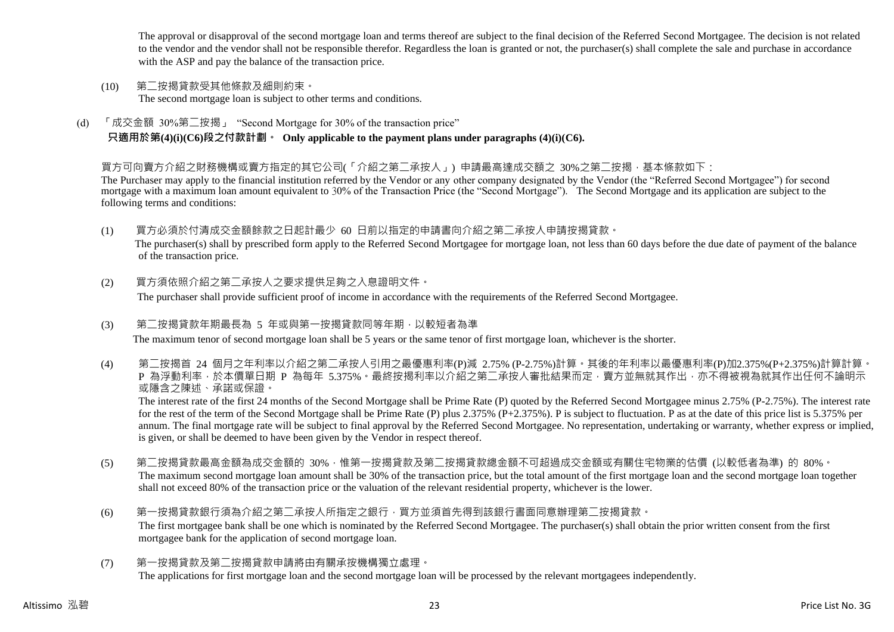The approval or disapproval of the second mortgage loan and terms thereof are subject to the final decision of the Referred Second Mortgagee. The decision is not related to the vendor and the vendor shall not be responsible therefor. Regardless the loan is granted or not, the purchaser(s) shall complete the sale and purchase in accordance with the ASP and pay the balance of the transaction price.

(10) 第二按揭貸款受其他條款及細則約束。
The second mortgage loan is subject to other terms and conditions.

(d) 「成交金額 30%第二按揭」 "Second Mortgage for 30% of the transaction price"
**只適用於第(4)(i)(C6)段之付款計劃。 Only applicable to the payment plans under paragraphs (4)(i)(C6).**

買方可向賣方介紹之財務機構或賣方指定的其它公司(「介紹之第二承按人」) 申請最高達成交額之 30%之第二按揭，基本條款如下：
The Purchaser may apply to the financial institution referred by the Vendor or any other company designated by the Vendor (the "Referred Second Mortgagee") for second mortgage with a maximum loan amount equivalent to 30% of the Transaction Price (the "Second Mortgage"). The Second Mortgage and its application are subject to the following terms and conditions:

(1) 買方必須於付清成交金額餘款之日起計最少 60 日前以指定的申請書向介紹之第二承按人申請按揭貸款。
The purchaser(s) shall by prescribed form apply to the Referred Second Mortgagee for mortgage loan, not less than 60 days before the due date of payment of the balance of the transaction price.

(2) 買方須依照介紹之第二承按人之要求提供足夠之入息證明文件。
The purchaser shall provide sufficient proof of income in accordance with the requirements of the Referred Second Mortgagee.

(3) 第二按揭貸款年期最長為 5 年或與第一按揭貸款同等年期，以較短者為準
The maximum tenor of second mortgage loan shall be 5 years or the same tenor of first mortgage loan, whichever is the shorter.

(4) 第二按揭首 24 個月之年利率以介紹之第二承按人引用之最優惠利率(P)減 2.75% (P-2.75%)計算。其後的年利率以最優惠利率(P)加2.375%(P+2.375%)計算計算。P 為浮動利率，於本價單日期 P 為每年 5.375%。最終按揭利率以介紹之第二承按人審批結果而定，賣方並無就其作出，亦不得被視為就其作出任何不論明示或隱含之陳述、承諾或保證。
The interest rate of the first 24 months of the Second Mortgage shall be Prime Rate (P) quoted by the Referred Second Mortgagee minus 2.75% (P-2.75%). The interest rate for the rest of the term of the Second Mortgage shall be Prime Rate (P) plus 2.375% (P+2.375%). P is subject to fluctuation. P as at the date of this price list is 5.375% per annum. The final mortgage rate will be subject to final approval by the Referred Second Mortgagee. No representation, undertaking or warranty, whether express or implied, is given, or shall be deemed to have been given by the Vendor in respect thereof.

(5) 第二按揭貸款最高金額為成交金額的 30%，惟第一按揭貸款及第二按揭貸款總金額不可超過成交金額或有關住宅物業的估價 (以較低者為準) 的 80%。
The maximum second mortgage loan amount shall be 30% of the transaction price, but the total amount of the first mortgage loan and the second mortgage loan together shall not exceed 80% of the transaction price or the valuation of the relevant residential property, whichever is the lower.

(6) 第一按揭貸款銀行須為介紹之第二承按人所指定之銀行，買方並須首先得到該銀行書面同意辦理第二按揭貸款。
The first mortgagee bank shall be one which is nominated by the Referred Second Mortgagee. The purchaser(s) shall obtain the prior written consent from the first mortgagee bank for the application of second mortgage loan.

(7) 第一按揭貸款及第二按揭貸款申請將由有關承按機構獨立處理。
The applications for first mortgage loan and the second mortgage loan will be processed by the relevant mortgagees independently.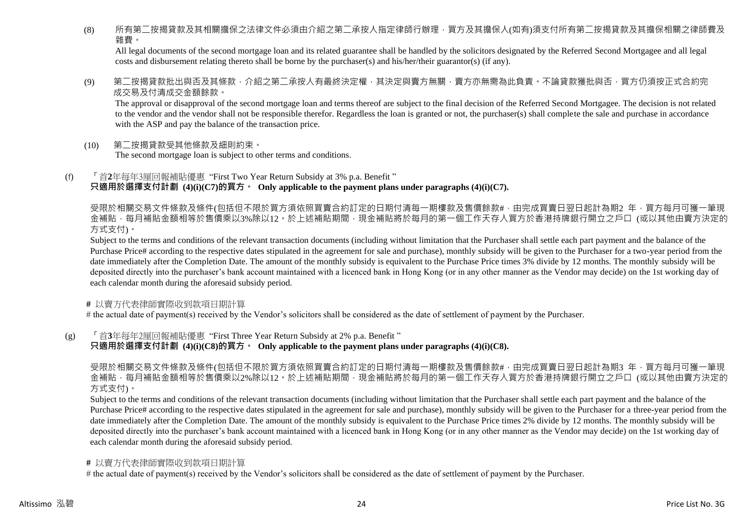(8) 所有第二按揭貸款及其相關擔保之法律文件必須由介紹之第二承按人指定律師行辦理，買方及其擔保人(如有)須支付所有第二按揭貸款及其擔保相關之律師費及雜費。

All legal documents of the second mortgage loan and its related guarantee shall be handled by the solicitors designated by the Referred Second Mortgagee and all legal costs and disbursement relating thereto shall be borne by the purchaser(s) and his/her/their guarantor(s) (if any).

(9) 第二按揭貸款批出與否及其條款，介紹之第二承按人有最終決定權，其決定與賣方無關，賣方亦無需為此負責。不論貸款獲批與否，買方仍須按正式合約完成交易及付清成交金額餘款。

The approval or disapproval of the second mortgage loan and terms thereof are subject to the final decision of the Referred Second Mortgagee. The decision is not related to the vendor and the vendor shall not be responsible therefor. Regardless the loan is granted or not, the purchaser(s) shall complete the sale and purchase in accordance with the ASP and pay the balance of the transaction price.

(10) 第二按揭貸款受其他條款及細則約束。

The second mortgage loan is subject to other terms and conditions.

(f) 「首**2**年每年3厘回報補貼優惠 "First Two Year Return Subsidy at 3% p.a. Benefit "

**只適用於選擇支付計劃 (4)(i)(C7)的買方。 Only applicable to the payment plans under paragraphs (4)(i)(C7).**

受限於相關交易文件條款及條件(包括但不限於買方須依照買賣合約訂定的日期付清每一期樓款及售價餘款#，由完成買賣日翌日起計為期2 年，買方每月可獲一筆現金補貼，每月補貼金額相等於售價乘以3%除以12。於上述補貼期間，現金補貼將於每月的第一個工作天存入買方於香港持牌銀行開立之戶口 (或以其他由賣方決定的方式支付)。

Subject to the terms and conditions of the relevant transaction documents (including without limitation that the Purchaser shall settle each part payment and the balance of the Purchase Price# according to the respective dates stipulated in the agreement for sale and purchase), monthly subsidy will be given to the Purchaser for a two-year period from the date immediately after the Completion Date. The amount of the monthly subsidy is equivalent to the Purchase Price times 3% divide by 12 months. The monthly subsidy will be deposited directly into the purchaser's bank account maintained with a licenced bank in Hong Kong (or in any other manner as the Vendor may decide) on the 1st working day of each calendar month during the aforesaid subsidy period.

**#** 以賣方代表律師實際收到款項日期計算

# the actual date of payment(s) received by the Vendor's solicitors shall be considered as the date of settlement of payment by the Purchaser.

(g) 「首**3**年每年2厘回報補貼優惠 "First Three Year Return Subsidy at 2% p.a. Benefit "

**只適用於選擇支付計劃 (4)(i)(C8)的買方。 Only applicable to the payment plans under paragraphs (4)(i)(C8).**

受限於相關交易文件條款及條件(包括但不限於買方須依照買賣合約訂定的日期付清每一期樓款及售價餘款#，由完成買賣日翌日起計為期3 年，買方每月可獲一筆現金補貼，每月補貼金額相等於售價乘以2%除以12。於上述補貼期間，現金補貼將於每月的第一個工作天存入買方於香港持牌銀行開立之戶口 (或以其他由賣方決定的方式支付)。

Subject to the terms and conditions of the relevant transaction documents (including without limitation that the Purchaser shall settle each part payment and the balance of the Purchase Price# according to the respective dates stipulated in the agreement for sale and purchase), monthly subsidy will be given to the Purchaser for a three-year period from the date immediately after the Completion Date. The amount of the monthly subsidy is equivalent to the Purchase Price times 2% divide by 12 months. The monthly subsidy will be deposited directly into the purchaser's bank account maintained with a licenced bank in Hong Kong (or in any other manner as the Vendor may decide) on the 1st working day of each calendar month during the aforesaid subsidy period.

**#** 以賣方代表律師實際收到款項日期計算

# the actual date of payment(s) received by the Vendor's solicitors shall be considered as the date of settlement of payment by the Purchaser.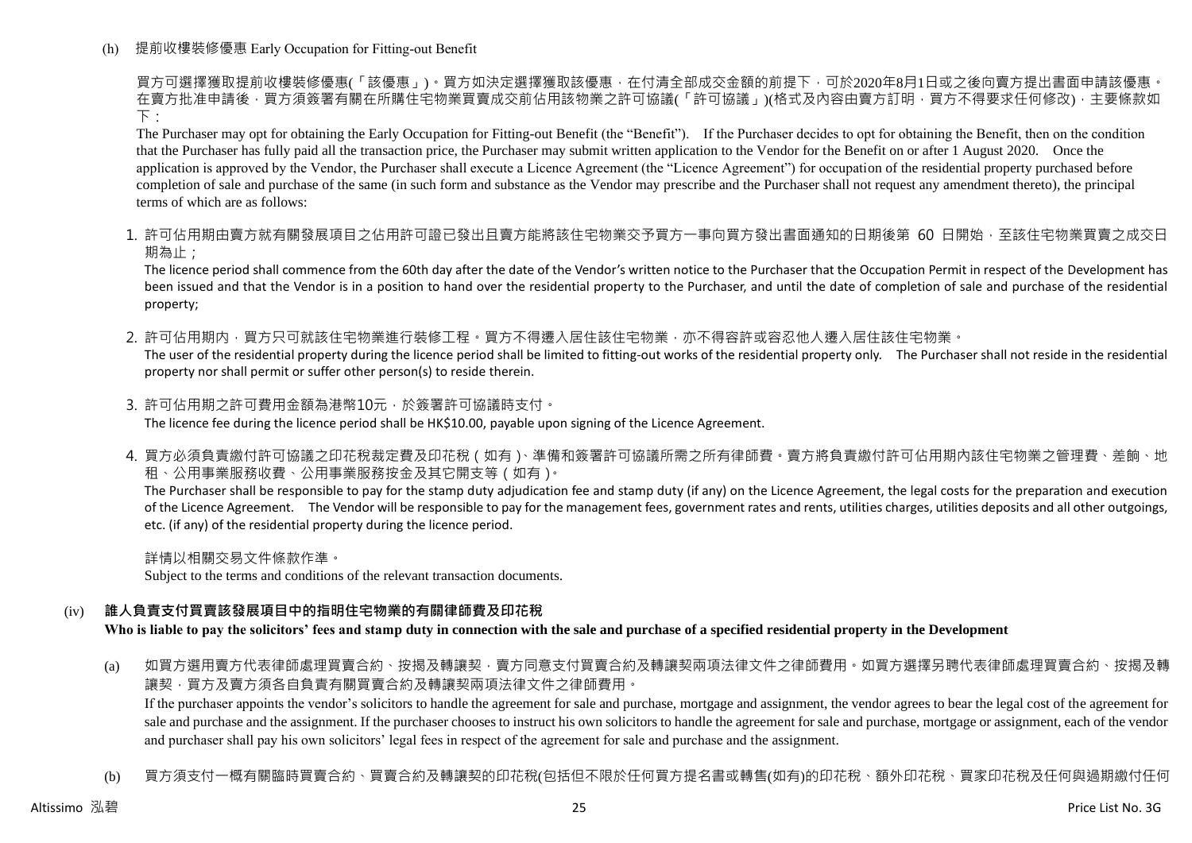(h) 提前收樓裝修優惠 Early Occupation for Fitting-out Benefit

買方可選擇獲取提前收樓裝修優惠(「該優惠」)。買方如決定選擇獲取該優惠，在付清全部成交金額的前提下，可於2020年8月1日或之後向賣方提出書面申請該優惠。在賣方批准申請後，買方須簽署有關在所購住宅物業買賣成交前佔用該物業之許可協議(「許可協議」)(格式及內容由賣方訂明，買方不得要求任何修改)，主要條款如下：

The Purchaser may opt for obtaining the Early Occupation for Fitting-out Benefit (the "Benefit"). If the Purchaser decides to opt for obtaining the Benefit, then on the condition that the Purchaser has fully paid all the transaction price, the Purchaser may submit written application to the Vendor for the Benefit on or after 1 August 2020. Once the application is approved by the Vendor, the Purchaser shall execute a Licence Agreement (the "Licence Agreement") for occupation of the residential property purchased before completion of sale and purchase of the same (in such form and substance as the Vendor may prescribe and the Purchaser shall not request any amendment thereto), the principal terms of which are as follows:

1. 許可佔用期由賣方就有關發展項目之佔用許可證已發出且賣方能將該住宅物業交予買方一事向買方發出書面通知的日期後第 60 日開始，至該住宅物業買賣之成交日期為止；
   The licence period shall commence from the 60th day after the date of the Vendor's written notice to the Purchaser that the Occupation Permit in respect of the Development has been issued and that the Vendor is in a position to hand over the residential property to the Purchaser, and until the date of completion of sale and purchase of the residential property;

2. 許可佔用期內，買方只可就該住宅物業進行裝修工程。買方不得遷入居住該住宅物業，亦不得容許或容忍他人遷入居住該住宅物業。
   The user of the residential property during the licence period shall be limited to fitting-out works of the residential property only. The Purchaser shall not reside in the residential property nor shall permit or suffer other person(s) to reside therein.

3. 許可佔用期之許可費用金額為港幣10元，於簽署許可協議時支付。
   The licence fee during the licence period shall be HK$10.00, payable upon signing of the Licence Agreement.

4. 買方必須負責繳付許可協議之印花稅裁定費及印花稅（如有）、準備和簽署許可協議所需之所有律師費。賣方將負責繳付許可佔用期內該住宅物業之管理費、差餉、地租、公用事業服務收費、公用事業服務按金及其它開支等（如有）。
   The Purchaser shall be responsible to pay for the stamp duty adjudication fee and stamp duty (if any) on the Licence Agreement, the legal costs for the preparation and execution of the Licence Agreement. The Vendor will be responsible to pay for the management fees, government rates and rents, utilities charges, utilities deposits and all other outgoings, etc. (if any) of the residential property during the licence period.

詳情以相關交易文件條款作準。
Subject to the terms and conditions of the relevant transaction documents.

### (iv) 誰人負責支付買賣該發展項目中的指明住宅物業的有關律師費及印花稅
**Who is liable to pay the solicitors' fees and stamp duty in connection with the sale and purchase of a specified residential property in the Development**

(a) 如買方選用賣方代表律師處理買賣合約、按揭及轉讓契，賣方同意支付買賣合約及轉讓契兩項法律文件之律師費用。如買方選擇另聘代表律師處理買賣合約、按揭及轉讓契，買方及賣方須各自負責有關買賣合約及轉讓契兩項法律文件之律師費用。
If the purchaser appoints the vendor's solicitors to handle the agreement for sale and purchase, mortgage and assignment, the vendor agrees to bear the legal cost of the agreement for sale and purchase and the assignment. If the purchaser chooses to instruct his own solicitors to handle the agreement for sale and purchase, mortgage or assignment, each of the vendor and purchaser shall pay his own solicitors' legal fees in respect of the agreement for sale and purchase and the assignment.

(b) 買方須支付一概有關臨時買賣合約、買賣合約及轉讓契的印花稅(包括但不限於任何買方提名書或轉售(如有)的印花稅、額外印花稅、買家印花稅及任何與過期繳付任何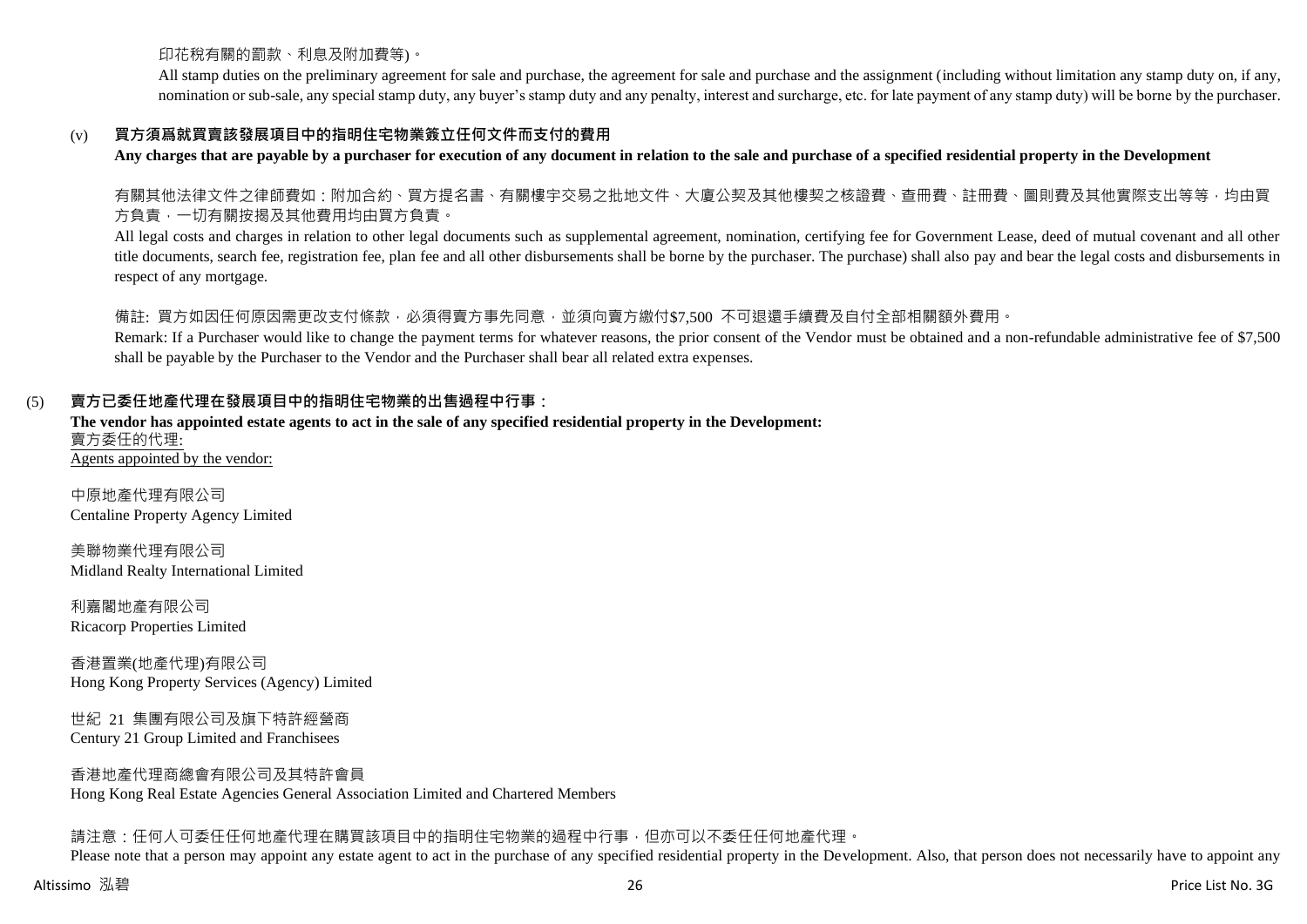印花稅有關的罰款、利息及附加費等)。

All stamp duties on the preliminary agreement for sale and purchase, the agreement for sale and purchase and the assignment (including without limitation any stamp duty on, if any, nomination or sub-sale, any special stamp duty, any buyer's stamp duty and any penalty, interest and surcharge, etc. for late payment of any stamp duty) will be borne by the purchaser.

(v) **買方須爲就買賣該發展項目中的指明住宅物業簽立任何文件而支付的費用**
**Any charges that are payable by a purchaser for execution of any document in relation to the sale and purchase of a specified residential property in the Development**

有關其他法律文件之律師費如：附加合約、買方提名書、有關樓宇交易之批地文件、大廈公契及其他樓契之核證費、查冊費、註冊費、圖則費及其他實際支出等等，均由買方負責，一切有關按揭及其他費用均由買方負責。

All legal costs and charges in relation to other legal documents such as supplemental agreement, nomination, certifying fee for Government Lease, deed of mutual covenant and all other title documents, search fee, registration fee, plan fee and all other disbursements shall be borne by the purchaser. The purchase) shall also pay and bear the legal costs and disbursements in respect of any mortgage.

備註: 買方如因任何原因需更改支付條款，必須得賣方事先同意，並須向賣方繳付$7,500 不可退還手續費及自付全部相關額外費用。

Remark: If a Purchaser would like to change the payment terms for whatever reasons, the prior consent of the Vendor must be obtained and a non-refundable administrative fee of $7,500 shall be payable by the Purchaser to the Vendor and the Purchaser shall bear all related extra expenses.

(5) **賣方已委任地產代理在發展項目中的指明住宅物業的出售過程中行事：**
**The vendor has appointed estate agents to act in the sale of any specified residential property in the Development:**

<u>賣方委任的代理:</u>
<u>Agents appointed by the vendor:</u>

中原地產代理有限公司
Centaline Property Agency Limited

美聯物業代理有限公司
Midland Realty International Limited

利嘉閣地產有限公司
Ricacorp Properties Limited

香港置業(地產代理)有限公司
Hong Kong Property Services (Agency) Limited

世紀 21 集團有限公司及旗下特許經營商
Century 21 Group Limited and Franchisees

香港地產代理商總會有限公司及其特許會員
Hong Kong Real Estate Agencies General Association Limited and Chartered Members

請注意：任何人可委任任何地產代理在購買該項目中的指明住宅物業的過程中行事，但亦可以不委任任何地產代理。

Please note that a person may appoint any estate agent to act in the purchase of any specified residential property in the Development. Also, that person does not necessarily have to appoint any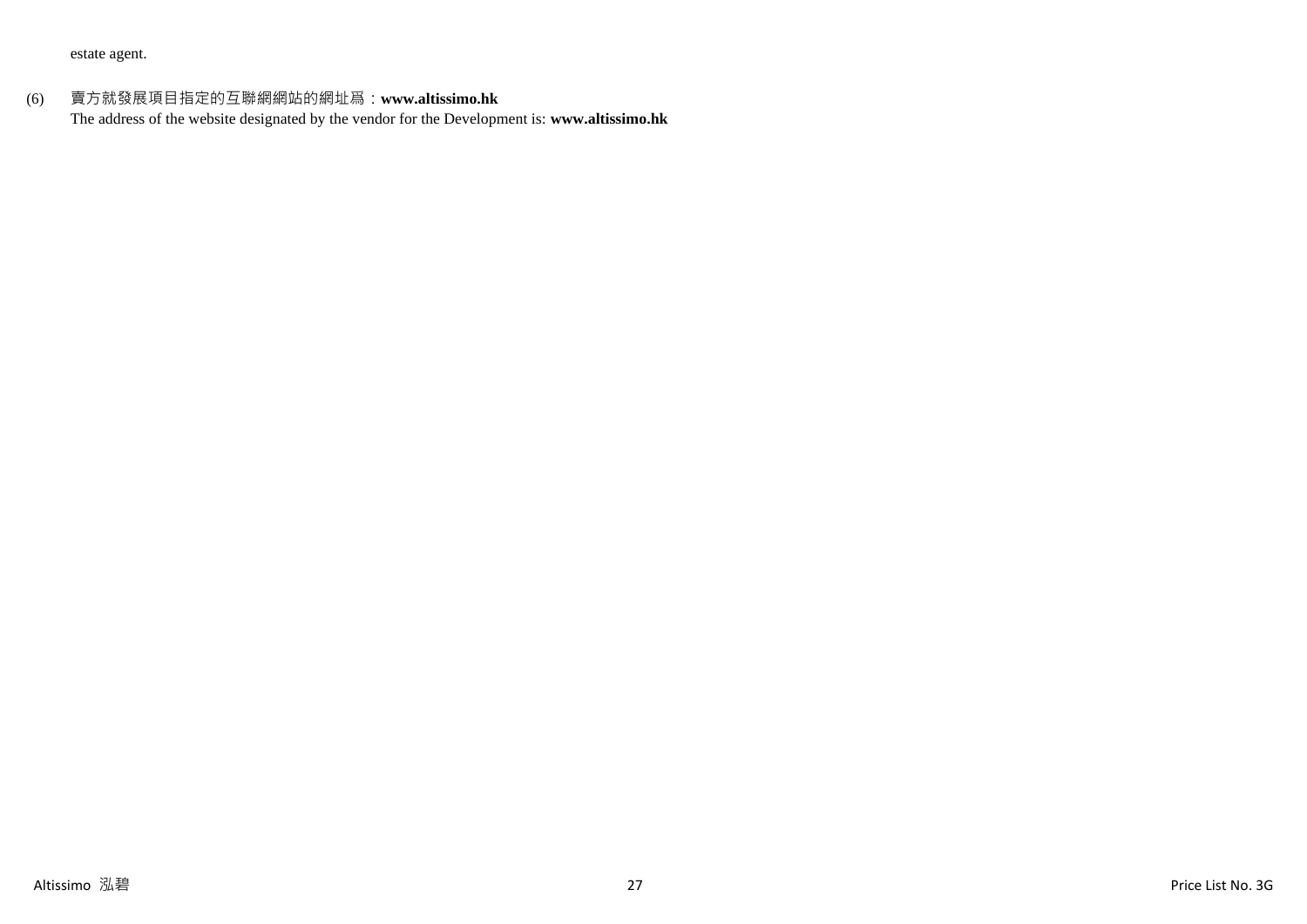estate agent.

(6) 賣方就發展項目指定的互聯網網站的網址爲：**www.altissimo.hk**
The address of the website designated by the vendor for the Development is: **www.altissimo.hk**